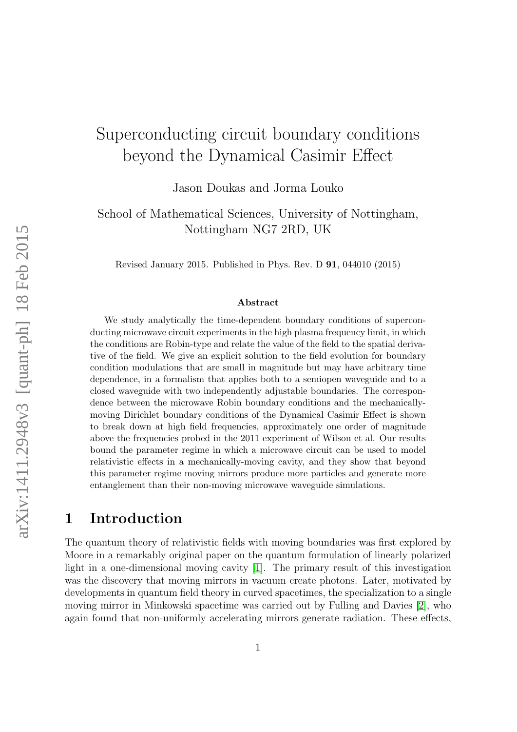# Superconducting circuit boundary conditions beyond the Dynamical Casimir Effect

Jason Doukas and Jorma Louko

School of Mathematical Sciences, University of Nottingham, Nottingham NG7 2RD, UK

Revised January 2015. Published in Phys. Rev. D **91**, 044010 (2015)

### Abstract

We study analytically the time-dependent boundary conditions of superconducting microwave circuit experiments in the high plasma frequency limit, in which the conditions are Robin-type and relate the value of the field to the spatial derivative of the field. We give an explicit solution to the field evolution for boundary condition modulations that are small in magnitude but may have arbitrary time dependence, in a formalism that applies both to a semiopen waveguide and to a closed waveguide with two independently adjustable boundaries. The correspondence between the microwave Robin boundary conditions and the mechanically-moving Dirichlet boundary conditions of the Dynamical Casimir Effect is shown to break down at high field frequencies, approximately one order of magnitude above the frequencies probed in the 2011 experiment of Wilson et al. Our results bound the parameter regime in which a microwave circuit can be used to model relativistic effects in a mechanically-moving cavity, and they show that beyond this parameter regime moving mirrors produce more particles and generate more entanglement than their non-moving microwave waveguide simulations.

## 1 Introduction

The quantum theory of relativistic fields with moving boundaries was first explored by Moore in a remarkably original paper on the quantum formulation of linearly polarized light in a one-dimensional moving cavity [1]. The primary result of this investigation was the discovery that moving mirrors in vacuum create photons. Later, motivated by developments in quantum field theory in curved spacetimes, the specialization to a single moving mirror in Minkowski spacetime was carried out by Fulling and Davies [2], who again found that non-uniformly accelerating mirrors generate radiation. These effects,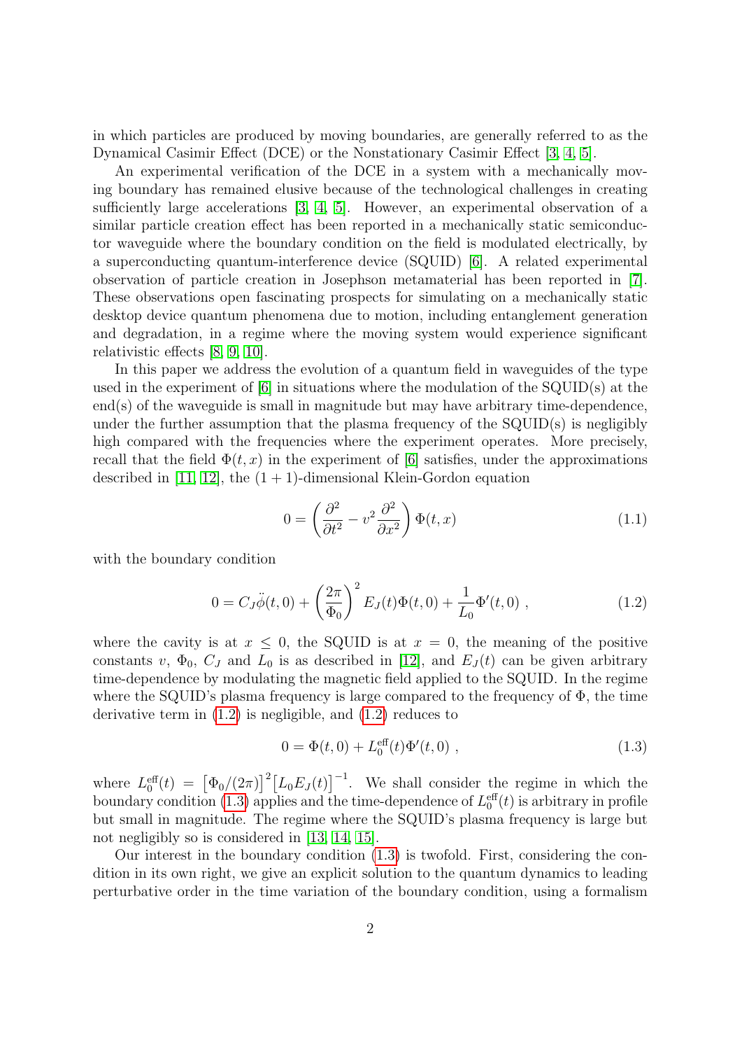in which particles are produced by moving boundaries, are generally referred to as the Dynamical Casimir Effect (DCE) or the Nonstationary Casimir Effect [3, 4, 5].

An experimental verification of the DCE in a system with a mechanically moving boundary has remained elusive because of the technological challenges in creating sufficiently large accelerations [3, 4, 5]. However, an experimental observation of a similar particle creation effect has been reported in a mechanically static semiconductor waveguide where the boundary condition on the field is modulated electrically, by a superconducting quantum-interference device (SQUID) [6]. A related experimental observation of particle creation in Josephson metamaterial has been reported in [7]. These observations open fascinating prospects for simulating on a mechanically static desktop device quantum phenomena due to motion, including entanglement generation and degradation, in a regime where the moving system would experience significant relativistic effects [8, 9, 10].

In this paper we address the evolution of a quantum field in waveguides of the type used in the experiment of [6] in situations where the modulation of the SQUID(s) at the end(s) of the waveguide is small in magnitude but may have arbitrary time-dependence, under the further assumption that the plasma frequency of the SQUID(s) is negligibly high compared with the frequencies where the experiment operates. More precisely, recall that the field $\Phi(t,x)$ in the experiment of [6] satisfies, under the approximations described in [11, 12], the $(1+1)$-dimensional Klein-Gordon equation

$$0 = \left(\frac{\partial^2}{\partial t^2} - v^2 \frac{\partial^2}{\partial x^2}\right) \Phi(t,x) \tag{1.1}$$

with the boundary condition

$$0 = C_J \ddot{\phi}(t,0) + \left(\frac{2\pi}{\Phi_0}\right)^2 E_J(t) \Phi(t,0) + \frac{1}{L_0} \Phi'(t,0) , \tag{1.2}$$

where the cavity is at $x \leq 0$, the SQUID is at $x = 0$, the meaning of the positive constants $v$, $\Phi_0$, $C_J$ and $L_0$ is as described in [12], and $E_J(t)$ can be given arbitrary time-dependence by modulating the magnetic field applied to the SQUID. In the regime where the SQUID's plasma frequency is large compared to the frequency of $\Phi$, the time derivative term in (1.2) is negligible, and (1.2) reduces to

$$0 = \Phi(t,0) + L_0^{\text{eff}}(t) \Phi'(t,0) , \tag{1.3}$$

where $L_0^{\text{eff}}(t) = \left[\Phi_0/(2\pi)\right]^2 \left[L_0 E_J(t)\right]^{-1}$. We shall consider the regime in which the boundary condition (1.3) applies and the time-dependence of $L_0^{\text{eff}}(t)$ is arbitrary in profile but small in magnitude. The regime where the SQUID's plasma frequency is large but not negligibly so is considered in [13, 14, 15].

Our interest in the boundary condition (1.3) is twofold. First, considering the condition in its own right, we give an explicit solution to the quantum dynamics to leading perturbative order in the time variation of the boundary condition, using a formalism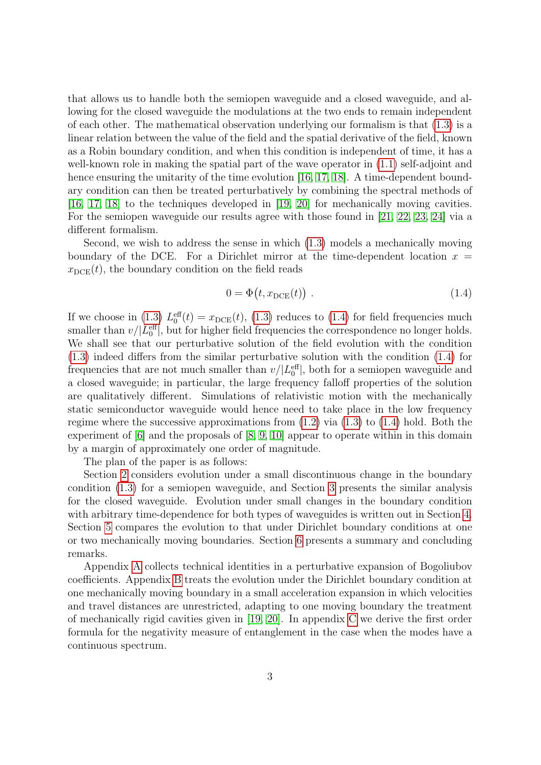that allows us to handle both the semiopen waveguide and a closed waveguide, and allowing for the closed waveguide the modulations at the two ends to remain independent of each other. The mathematical observation underlying our formalism is that (1.3) is a linear relation between the value of the field and the spatial derivative of the field, known as a Robin boundary condition, and when this condition is independent of time, it has a well-known role in making the spatial part of the wave operator in (1.1) self-adjoint and hence ensuring the unitarity of the time evolution [16, 17, 18]. A time-dependent boundary condition can then be treated perturbatively by combining the spectral methods of [16, 17, 18] to the techniques developed in [19, 20] for mechanically moving cavities. For the semiopen waveguide our results agree with those found in [21, 22, 23, 24] via a different formalism.

Second, we wish to address the sense in which (1.3) models a mechanically moving boundary of the DCE. For a Dirichlet mirror at the time-dependent location $x = x_{\mathrm{DCE}}(t)$, the boundary condition on the field reads

$$0 = \Phi\big(t, x_{\mathrm{DCE}}(t)\big) \ . \tag{1.4}$$

If we choose in (1.3) $L_0^{\mathrm{eff}}(t) = x_{\mathrm{DCE}}(t)$, (1.3) reduces to (1.4) for field frequencies much smaller than $v/|L_0^{\mathrm{eff}}|$, but for higher field frequencies the correspondence no longer holds. We shall see that our perturbative solution of the field evolution with the condition (1.3) indeed differs from the similar perturbative solution with the condition (1.4) for frequencies that are not much smaller than $v/|L_0^{\mathrm{eff}}|$, both for a semiopen waveguide and a closed waveguide; in particular, the large frequency falloff properties of the solution are qualitatively different. Simulations of relativistic motion with the mechanically static semiconductor waveguide would hence need to take place in the low frequency regime where the successive approximations from (1.2) via (1.3) to (1.4) hold. Both the experiment of [6] and the proposals of [8, 9, 10] appear to operate within in this domain by a margin of approximately one order of magnitude.

The plan of the paper is as follows:

Section 2 considers evolution under a small discontinuous change in the boundary condition (1.3) for a semiopen waveguide, and Section 3 presents the similar analysis for the closed waveguide. Evolution under small changes in the boundary condition with arbitrary time-dependence for both types of waveguides is written out in Section 4. Section 5 compares the evolution to that under Dirichlet boundary conditions at one or two mechanically moving boundaries. Section 6 presents a summary and concluding remarks.

Appendix A collects technical identities in a perturbative expansion of Bogoliubov coefficients. Appendix B treats the evolution under the Dirichlet boundary condition at one mechanically moving boundary in a small acceleration expansion in which velocities and travel distances are unrestricted, adapting to one moving boundary the treatment of mechanically rigid cavities given in [19, 20]. In appendix C we derive the first order formula for the negativity measure of entanglement in the case when the modes have a continuous spectrum.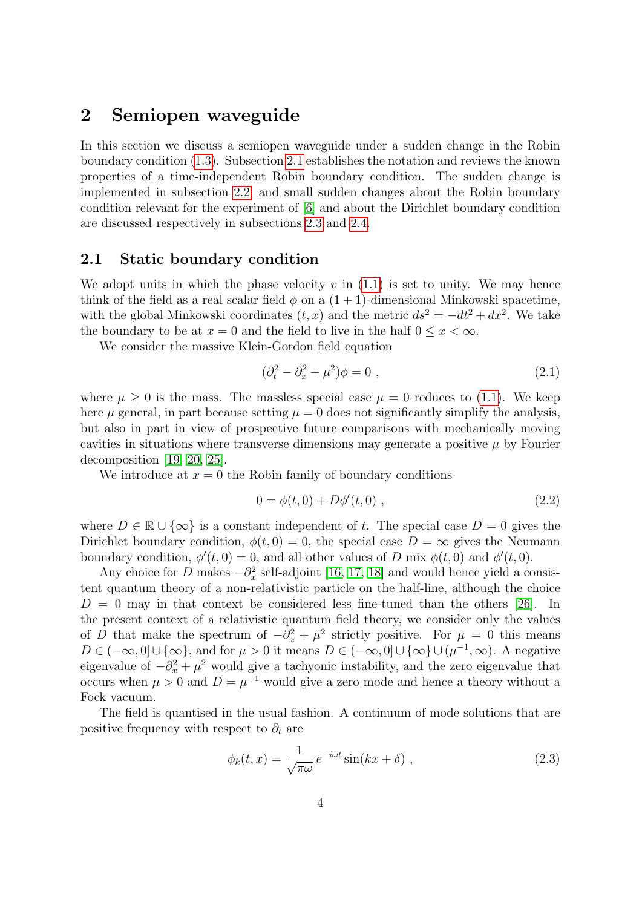## 2 Semiopen waveguide

In this section we discuss a semiopen waveguide under a sudden change in the Robin boundary condition (1.3). Subsection 2.1 establishes the notation and reviews the known properties of a time-independent Robin boundary condition. The sudden change is implemented in subsection 2.2, and small sudden changes about the Robin boundary condition relevant for the experiment of [6] and about the Dirichlet boundary condition are discussed respectively in subsections 2.3 and 2.4.

### 2.1 Static boundary condition

We adopt units in which the phase velocity $v$ in (1.1) is set to unity. We may hence think of the field as a real scalar field $\phi$ on a $(1+1)$-dimensional Minkowski spacetime, with the global Minkowski coordinates $(t, x)$ and the metric $ds^2 = -dt^2 + dx^2$. We take the boundary to be at $x = 0$ and the field to live in the half $0 \le x < \infty$.

We consider the massive Klein-Gordon field equation

$$(\partial_t^2 - \partial_x^2 + \mu^2)\phi = 0 \ , \tag{2.1}$$

where $\mu \ge 0$ is the mass. The massless special case $\mu = 0$ reduces to (1.1). We keep here $\mu$ general, in part because setting $\mu = 0$ does not significantly simplify the analysis, but also in part in view of prospective future comparisons with mechanically moving cavities in situations where transverse dimensions may generate a positive $\mu$ by Fourier decomposition [19, 20, 25].

We introduce at $x = 0$ the Robin family of boundary conditions

$$0 = \phi(t, 0) + D\phi'(t, 0) \ , \tag{2.2}$$

where $D \in \mathbb{R} \cup \{\infty\}$ is a constant independent of $t$. The special case $D = 0$ gives the Dirichlet boundary condition, $\phi(t, 0) = 0$, the special case $D = \infty$ gives the Neumann boundary condition, $\phi'(t, 0) = 0$, and all other values of $D$ mix $\phi(t, 0)$ and $\phi'(t, 0)$.

Any choice for $D$ makes $-\partial_x^2$ self-adjoint [16, 17, 18] and would hence yield a consistent quantum theory of a non-relativistic particle on the half-line, although the choice $D = 0$ may in that context be considered less fine-tuned than the others [26]. In the present context of a relativistic quantum field theory, we consider only the values of $D$ that make the spectrum of $-\partial_x^2 + \mu^2$ strictly positive. For $\mu = 0$ this means $D \in (-\infty, 0] \cup \{\infty\}$, and for $\mu > 0$ it means $D \in (-\infty, 0] \cup \{\infty\} \cup (\mu^{-1}, \infty)$. A negative eigenvalue of $-\partial_x^2 + \mu^2$ would give a tachyonic instability, and the zero eigenvalue that occurs when $\mu > 0$ and $D = \mu^{-1}$ would give a zero mode and hence a theory without a Fock vacuum.

The field is quantised in the usual fashion. A continuum of mode solutions that are positive frequency with respect to $\partial_t$ are

$$\phi_k(t, x) = \frac{1}{\sqrt{\pi\omega}}\, e^{-i\omega t} \sin(kx + \delta) \ , \tag{2.3}$$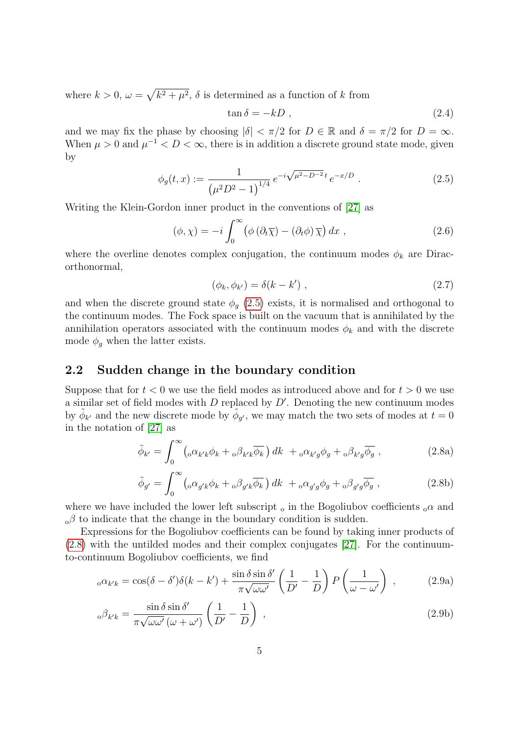where $k > 0$, $\omega = \sqrt{k^2 + \mu^2}$, $\delta$ is determined as a function of $k$ from

$$\tan \delta = -kD \ , \tag{2.4}$$

and we may fix the phase by choosing $|\delta| < \pi/2$ for $D \in \mathbb{R}$ and $\delta = \pi/2$ for $D = \infty$. When $\mu > 0$ and $\mu^{-1} < D < \infty$, there is in addition a discrete ground state mode, given by

$$\phi_g(t, x) := \frac{1}{\left(\mu^2 D^2 - 1\right)^{1/4}} \, e^{-i\sqrt{\mu^2 - D^{-2}}\,t} \, e^{-x/D} \ . \tag{2.5}$$

Writing the Klein-Gordon inner product in the conventions of [27] as

$$(\phi, \chi) = -i \int_0^\infty \left( \phi \left(\partial_t \overline{\chi}\right) - \left(\partial_t \phi\right) \overline{\chi} \right) dx \ , \tag{2.6}$$

where the overline denotes complex conjugation, the continuum modes $\phi_k$ are Dirac-orthonormal,

$$(\phi_k, \phi_{k'}) = \delta(k - k') \ , \tag{2.7}$$

and when the discrete ground state $\phi_g$ (2.5) exists, it is normalised and orthogonal to the continuum modes. The Fock space is built on the vacuum that is annihilated by the annihilation operators associated with the continuum modes $\phi_k$ and with the discrete mode $\phi_g$ when the latter exists.

## 2.2 Sudden change in the boundary condition

Suppose that for $t < 0$ we use the field modes as introduced above and for $t > 0$ we use a similar set of field modes with $D$ replaced by $D'$. Denoting the new continuum modes by $\tilde{\phi}_{k'}$ and the new discrete mode by $\tilde{\phi}_{g'}$, we may match the two sets of modes at $t = 0$ in the notation of [27] as

$$\tilde{\phi}_{k'} = \int_0^\infty \left( {}_{\text{o}}\alpha_{k'k} \phi_k + {}_{\text{o}}\beta_{k'k} \overline{\phi_k} \right) dk \ + {}_{\text{o}}\alpha_{k'g} \phi_g + {}_{\text{o}}\beta_{k'g} \overline{\phi_g} \ , \tag{2.8a}$$

$$\tilde{\phi}_{g'} = \int_0^\infty \left( {}_{\text{o}}\alpha_{g'k} \phi_k + {}_{\text{o}}\beta_{g'k} \overline{\phi_k} \right) dk \ + {}_{\text{o}}\alpha_{g'g} \phi_g + {}_{\text{o}}\beta_{g'g} \overline{\phi_g} \ , \tag{2.8b}$$

where we have included the lower left subscript $_{\text{o}}$ in the Bogoliubov coefficients ${}_{\text{o}}\alpha$ and ${}_{\text{o}}\beta$ to indicate that the change in the boundary condition is sudden.

Expressions for the Bogoliubov coefficients can be found by taking inner products of (2.8) with the untilded modes and their complex conjugates [27]. For the continuum-to-continuum Bogoliubov coefficients, we find

$${}_{\text{o}}\alpha_{k'k} = \cos(\delta - \delta')\delta(k - k') + \frac{\sin\delta \sin\delta'}{\pi\sqrt{\omega\omega'}} \left( \frac{1}{D'} - \frac{1}{D} \right) P\left( \frac{1}{\omega - \omega'} \right) \ , \tag{2.9a}$$

$${}_{\text{o}}\beta_{k'k} = \frac{\sin\delta \sin\delta'}{\pi\sqrt{\omega\omega'}\,(\omega + \omega')} \left( \frac{1}{D'} - \frac{1}{D} \right) \ , \tag{2.9b}$$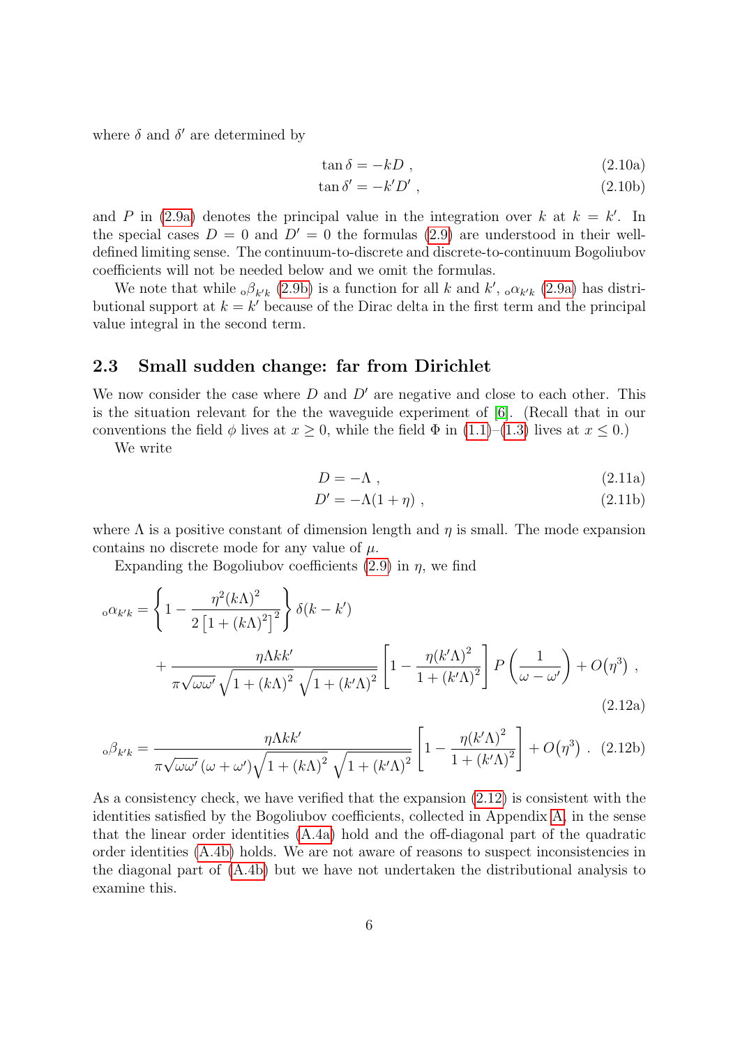where $\delta$ and $\delta'$ are determined by

$$\tan \delta = -kD \ , \tag{2.10a}$$

$$\tan \delta' = -k'D' \ , \tag{2.10b}$$

and $P$ in (2.9a) denotes the principal value in the integration over $k$ at $k = k'$. In the special cases $D = 0$ and $D' = 0$ the formulas (2.9) are understood in their well-defined limiting sense. The continuum-to-discrete and discrete-to-continuum Bogoliubov coefficients will not be needed below and we omit the formulas.

We note that while ${}_{\text{o}}\beta_{k'k}$ (2.9b) is a function for all $k$ and $k'$, ${}_{\text{o}}\alpha_{k'k}$ (2.9a) has distributional support at $k = k'$ because of the Dirac delta in the first term and the principal value integral in the second term.

## 2.3 Small sudden change: far from Dirichlet

We now consider the case where $D$ and $D'$ are negative and close to each other. This is the situation relevant for the the waveguide experiment of [6]. (Recall that in our conventions the field $\phi$ lives at $x \geq 0$, while the field $\Phi$ in (1.1)–(1.3) lives at $x \leq 0$.)

We write

$$D = -\Lambda \ , \tag{2.11a}$$

$$D' = -\Lambda(1+\eta) \ , \tag{2.11b}$$

where $\Lambda$ is a positive constant of dimension length and $\eta$ is small. The mode expansion contains no discrete mode for any value of $\mu$.

Expanding the Bogoliubov coefficients (2.9) in $\eta$, we find

$$\begin{aligned}
{}_{\text{o}}\alpha_{k'k} = {} & \left\{ 1 - \frac{\eta^2 (k\Lambda)^2}{2\left[1 + (k\Lambda)^2\right]^2} \right\} \delta(k - k') \\
& + \frac{\eta \Lambda k k'}{\pi \sqrt{\omega\omega'}\,\sqrt{1 + (k\Lambda)^2}\,\sqrt{1 + (k'\Lambda)^2}} \left[ 1 - \frac{\eta (k'\Lambda)^2}{1 + (k'\Lambda)^2} \right] P\left(\frac{1}{\omega - \omega'}\right) + O\big(\eta^3\big) \ ,
\end{aligned} \tag{2.12a}$$

$${}_{\text{o}}\beta_{k'k} = \frac{\eta \Lambda k k'}{\pi \sqrt{\omega\omega'}\,(\omega + \omega')\sqrt{1 + (k\Lambda)^2}\,\sqrt{1 + (k'\Lambda)^2}} \left[ 1 - \frac{\eta (k'\Lambda)^2}{1 + (k'\Lambda)^2} \right] + O\big(\eta^3\big) \ . \tag{2.12b}$$

As a consistency check, we have verified that the expansion (2.12) is consistent with the identities satisfied by the Bogoliubov coefficients, collected in Appendix A, in the sense that the linear order identities (A.4a) hold and the off-diagonal part of the quadratic order identities (A.4b) holds. We are not aware of reasons to suspect inconsistencies in the diagonal part of (A.4b) but we have not undertaken the distributional analysis to examine this.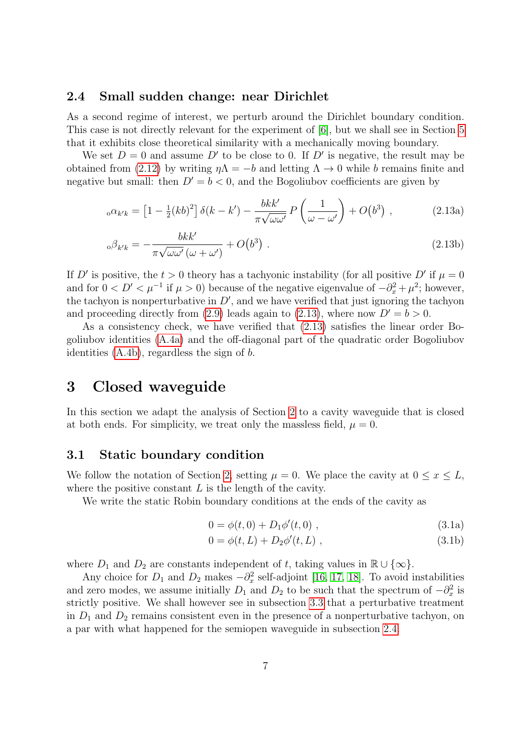### 2.4 Small sudden change: near Dirichlet

As a second regime of interest, we perturb around the Dirichlet boundary condition. This case is not directly relevant for the experiment of [6], but we shall see in Section 5 that it exhibits close theoretical similarity with a mechanically moving boundary.

We set $D = 0$ and assume $D'$ to be close to 0. If $D'$ is negative, the result may be obtained from (2.12) by writing $\eta\Lambda = -b$ and letting $\Lambda \to 0$ while $b$ remains finite and negative but small: then $D' = b < 0$, and the Bogoliubov coefficients are given by

$$
{}_{\mathrm{o}}\alpha_{k'k} = \left[1 - \tfrac{1}{2}(kb)^2\right]\delta(k-k') - \frac{bkk'}{\pi\sqrt{\omega\omega'}}\, P\left(\frac{1}{\omega-\omega'}\right) + O\big(b^3\big) \ , \tag{2.13a}
$$

$$
{}_{\mathrm{o}}\beta_{k'k} = -\frac{bkk'}{\pi\sqrt{\omega\omega'}\,(\omega+\omega')} + O\big(b^3\big) \ . \tag{2.13b}
$$

If $D'$ is positive, the $t > 0$ theory has a tachyonic instability (for all positive $D'$ if $\mu = 0$ and for $0 < D' < \mu^{-1}$ if $\mu > 0$) because of the negative eigenvalue of $-\partial_x^2 + \mu^2$; however, the tachyon is nonperturbative in $D'$, and we have verified that just ignoring the tachyon and proceeding directly from (2.9) leads again to (2.13), where now $D' = b > 0$.

As a consistency check, we have verified that (2.13) satisfies the linear order Bogoliubov identities (A.4a) and the off-diagonal part of the quadratic order Bogoliubov identities (A.4b), regardless the sign of $b$.

## 3 Closed waveguide

In this section we adapt the analysis of Section 2 to a cavity waveguide that is closed at both ends. For simplicity, we treat only the massless field, $\mu = 0$.

### 3.1 Static boundary condition

We follow the notation of Section 2, setting $\mu = 0$. We place the cavity at $0 \le x \le L$, where the positive constant $L$ is the length of the cavity.

We write the static Robin boundary conditions at the ends of the cavity as

$$
0 = \phi(t,0) + D_1\phi'(t,0) \ , \tag{3.1a}
$$

$$
0 = \phi(t,L) + D_2\phi'(t,L) \ , \tag{3.1b}
$$

where $D_1$ and $D_2$ are constants independent of $t$, taking values in $\mathbb{R} \cup \{\infty\}$.

Any choice for $D_1$ and $D_2$ makes $-\partial_x^2$ self-adjoint [16, 17, 18]. To avoid instabilities and zero modes, we assume initially $D_1$ and $D_2$ to be such that the spectrum of $-\partial_x^2$ is strictly positive. We shall however see in subsection 3.3 that a perturbative treatment in $D_1$ and $D_2$ remains consistent even in the presence of a nonperturbative tachyon, on a par with what happened for the semiopen waveguide in subsection 2.4.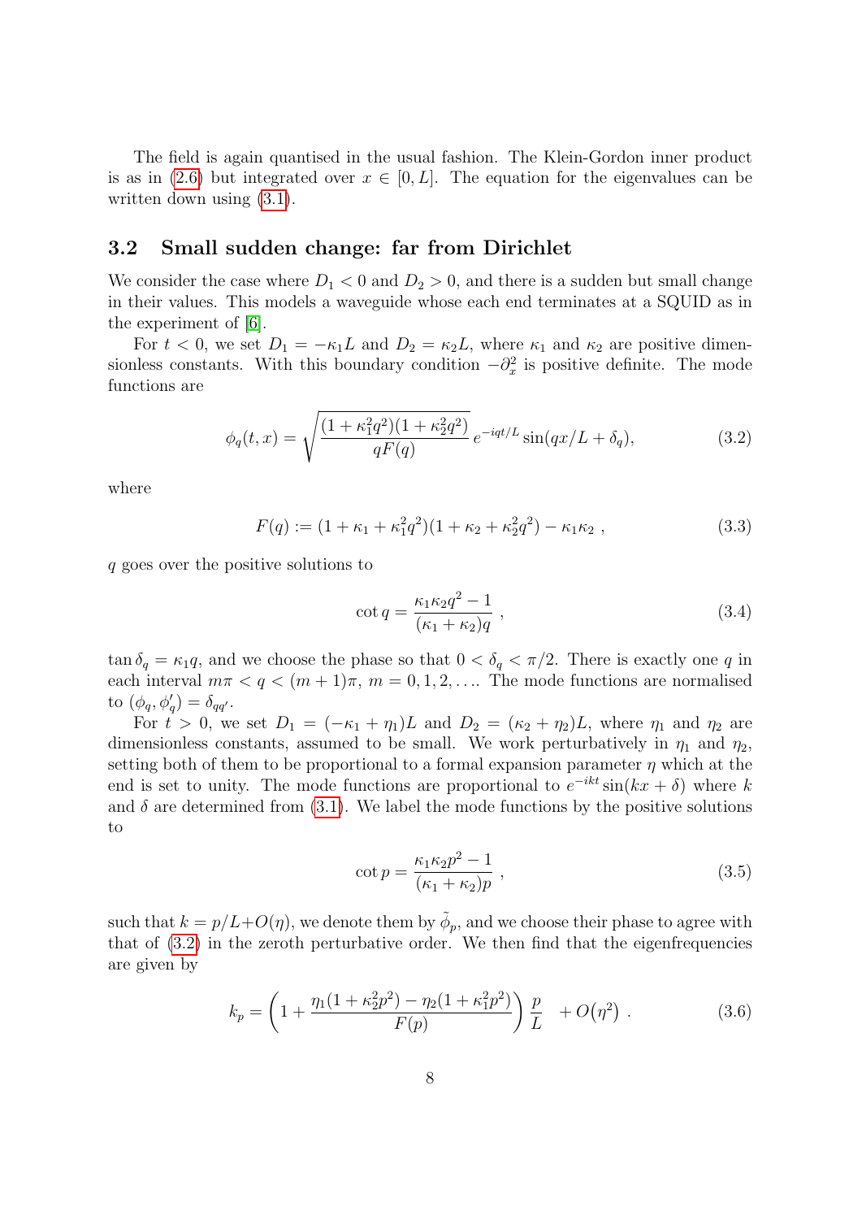The field is again quantised in the usual fashion. The Klein-Gordon inner product is as in (2.6) but integrated over $x \in [0, L]$. The equation for the eigenvalues can be written down using (3.1).

### 3.2 Small sudden change: far from Dirichlet

We consider the case where $D_1 < 0$ and $D_2 > 0$, and there is a sudden but small change in their values. This models a waveguide whose each end terminates at a SQUID as in the experiment of [6].

For $t < 0$, we set $D_1 = -\kappa_1 L$ and $D_2 = \kappa_2 L$, where $\kappa_1$ and $\kappa_2$ are positive dimensionless constants. With this boundary condition $-\partial_x^2$ is positive definite. The mode functions are

$$\phi_q(t, x) = \sqrt{\frac{(1 + \kappa_1^2 q^2)(1 + \kappa_2^2 q^2)}{qF(q)}}\, e^{-iqt/L} \sin(qx/L + \delta_q), \tag{3.2}$$

where

$$F(q) := (1 + \kappa_1 + \kappa_1^2 q^2)(1 + \kappa_2 + \kappa_2^2 q^2) - \kappa_1 \kappa_2 \ , \tag{3.3}$$

$q$ goes over the positive solutions to

$$\cot q = \frac{\kappa_1 \kappa_2 q^2 - 1}{(\kappa_1 + \kappa_2) q} \ , \tag{3.4}$$

$\tan \delta_q = \kappa_1 q$, and we choose the phase so that $0 < \delta_q < \pi/2$. There is exactly one $q$ in each interval $m\pi < q < (m + 1)\pi$, $m = 0, 1, 2, \ldots$. The mode functions are normalised to $(\phi_q, \phi_{q'}) = \delta_{qq'}$.

For $t > 0$, we set $D_1 = (-\kappa_1 + \eta_1)L$ and $D_2 = (\kappa_2 + \eta_2)L$, where $\eta_1$ and $\eta_2$ are dimensionless constants, assumed to be small. We work perturbatively in $\eta_1$ and $\eta_2$, setting both of them to be proportional to a formal expansion parameter $\eta$ which at the end is set to unity. The mode functions are proportional to $e^{-ikt} \sin(kx + \delta)$ where $k$ and $\delta$ are determined from (3.1). We label the mode functions by the positive solutions to

$$\cot p = \frac{\kappa_1 \kappa_2 p^2 - 1}{(\kappa_1 + \kappa_2) p} \ , \tag{3.5}$$

such that $k = p/L + O(\eta)$, we denote them by $\tilde{\phi}_p$, and we choose their phase to agree with that of (3.2) in the zeroth perturbative order. We then find that the eigenfrequencies are given by

$$k_p = \left(1 + \frac{\eta_1(1 + \kappa_2^2 p^2) - \eta_2(1 + \kappa_1^2 p^2)}{F(p)}\right) \frac{p}{L} \quad + O\big(\eta^2\big) \ . \tag{3.6}$$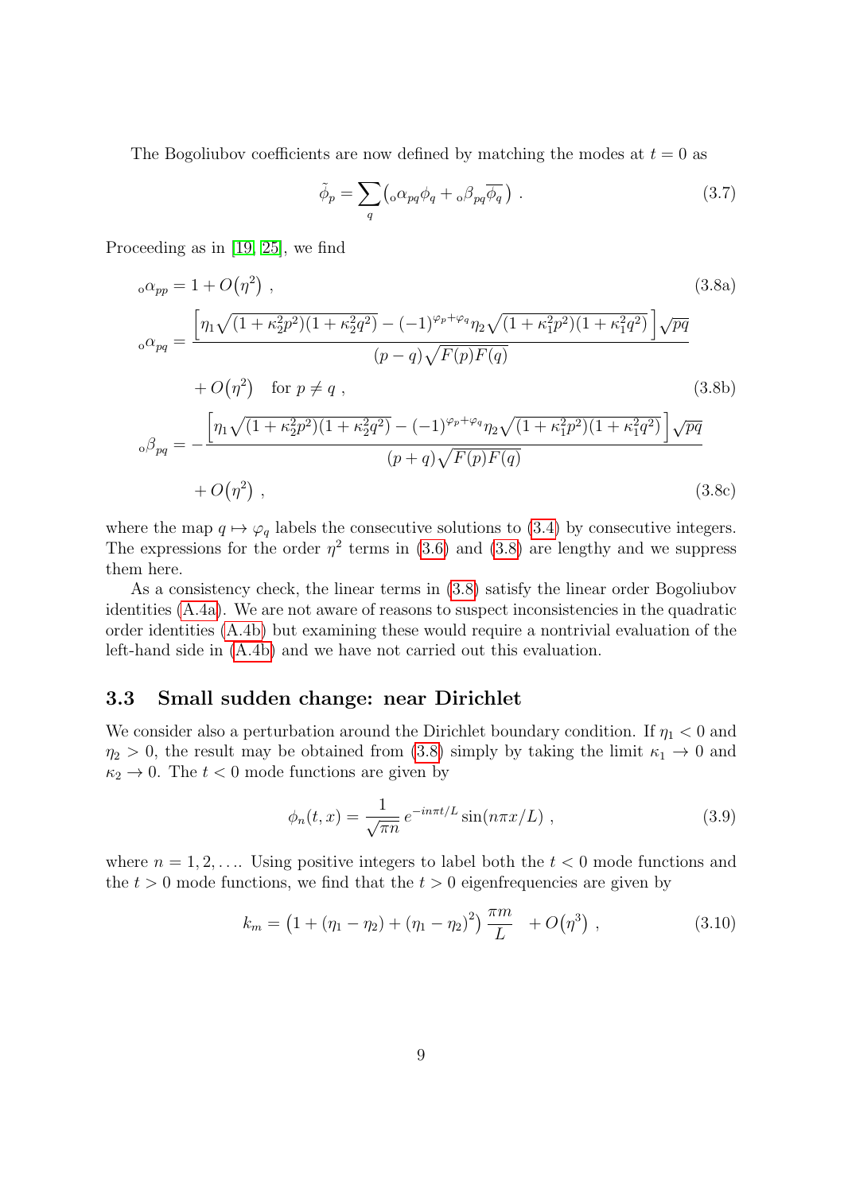The Bogoliubov coefficients are now defined by matching the modes at $t = 0$ as

$$\tilde{\phi}_p = \sum_q \left( {}_{\text{o}}\alpha_{pq} \phi_q + {}_{\text{o}}\beta_{pq} \overline{\phi_q} \right) . \tag{3.7}$$

Proceeding as in [19, 25], we find

$$ {}_{\text{o}}\alpha_{pp} = 1 + O\big(\eta^2\big) , \tag{3.8a}$$

$$ {}_{\text{o}}\alpha_{pq} = \frac{\left[ \eta_1 \sqrt{(1+\kappa_2^2 p^2)(1+\kappa_2^2 q^2)} - (-1)^{\varphi_p + \varphi_q} \eta_2 \sqrt{(1+\kappa_1^2 p^2)(1+\kappa_1^2 q^2)} \right] \sqrt{pq}}{(p-q)\sqrt{F(p)F(q)}} + O\big(\eta^2\big) \quad \text{for } p \neq q , \tag{3.8b}$$

$$ {}_{\text{o}}\beta_{pq} = -\frac{\left[ \eta_1 \sqrt{(1+\kappa_2^2 p^2)(1+\kappa_2^2 q^2)} - (-1)^{\varphi_p + \varphi_q} \eta_2 \sqrt{(1+\kappa_1^2 p^2)(1+\kappa_1^2 q^2)} \right] \sqrt{pq}}{(p+q)\sqrt{F(p)F(q)}} + O\big(\eta^2\big) , \tag{3.8c}$$

where the map $q \mapsto \varphi_q$ labels the consecutive solutions to (3.4) by consecutive integers. The expressions for the order $\eta^2$ terms in (3.6) and (3.8) are lengthy and we suppress them here.

As a consistency check, the linear terms in (3.8) satisfy the linear order Bogoliubov identities (A.4a). We are not aware of reasons to suspect inconsistencies in the quadratic order identities (A.4b) but examining these would require a nontrivial evaluation of the left-hand side in (A.4b) and we have not carried out this evaluation.

### 3.3 Small sudden change: near Dirichlet

We consider also a perturbation around the Dirichlet boundary condition. If $\eta_1 < 0$ and $\eta_2 > 0$, the result may be obtained from (3.8) simply by taking the limit $\kappa_1 \to 0$ and $\kappa_2 \to 0$. The $t < 0$ mode functions are given by

$$\phi_n(t, x) = \frac{1}{\sqrt{\pi n}} \, e^{-in\pi t/L} \sin(n\pi x/L) , \tag{3.9}$$

where $n = 1, 2, \ldots$. Using positive integers to label both the $t < 0$ mode functions and the $t > 0$ mode functions, we find that the $t > 0$ eigenfrequencies are given by

$$k_m = \left(1 + (\eta_1 - \eta_2) + (\eta_1 - \eta_2)^2\right) \frac{\pi m}{L} \quad + O\big(\eta^3\big) , \tag{3.10}$$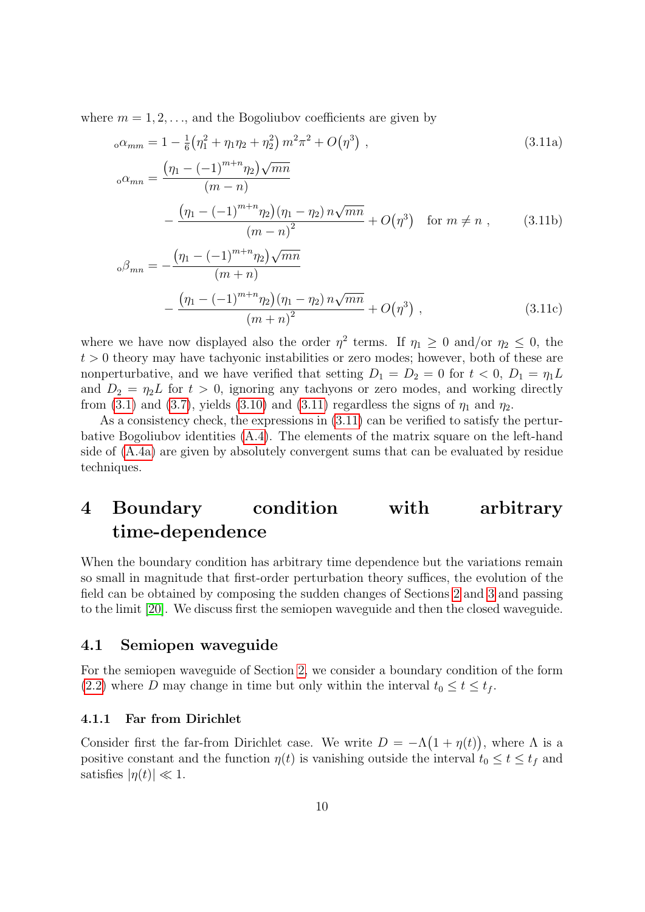where $m = 1, 2, \ldots$, and the Bogoliubov coefficients are given by

$$
{}_{\circ}\alpha_{mm} = 1 - \tfrac{1}{6}\big(\eta_1^2 + \eta_1\eta_2 + \eta_2^2\big)\, m^2\pi^2 + O\big(\eta^3\big) \ , \tag{3.11a}
$$

$$
\begin{aligned}
{}_{\circ}\alpha_{mn} = {} & \frac{\big(\eta_1 - (-1)^{m+n}\eta_2\big)\sqrt{mn}}{(m-n)} \\
& - \frac{\big(\eta_1 - (-1)^{m+n}\eta_2\big)\,(\eta_1 - \eta_2)\, n\sqrt{mn}}{(m-n)^2} + O\big(\eta^3\big) \quad \text{for } m \neq n \ ,
\end{aligned} \tag{3.11b}
$$

$$
\begin{aligned}
{}_{\circ}\beta_{mn} = {} & -\frac{\big(\eta_1 - (-1)^{m+n}\eta_2\big)\sqrt{mn}}{(m+n)} \\
& - \frac{\big(\eta_1 - (-1)^{m+n}\eta_2\big)\,(\eta_1 - \eta_2)\, n\sqrt{mn}}{(m+n)^2} + O\big(\eta^3\big) \ ,
\end{aligned} \tag{3.11c}
$$

where we have now displayed also the order $\eta^2$ terms. If $\eta_1 \geq 0$ and/or $\eta_2 \leq 0$, the $t > 0$ theory may have tachyonic instabilities or zero modes; however, both of these are nonperturbative, and we have verified that setting $D_1 = D_2 = 0$ for $t < 0$, $D_1 = \eta_1 L$ and $D_2 = \eta_2 L$ for $t > 0$, ignoring any tachyons or zero modes, and working directly from (3.1) and (3.7), yields (3.10) and (3.11) regardless the signs of $\eta_1$ and $\eta_2$.

As a consistency check, the expressions in (3.11) can be verified to satisfy the perturbative Bogoliubov identities (A.4). The elements of the matrix square on the left-hand side of (A.4a) are given by absolutely convergent sums that can be evaluated by residue techniques.

# 4 Boundary condition with arbitrary time-dependence

When the boundary condition has arbitrary time dependence but the variations remain so small in magnitude that first-order perturbation theory suffices, the evolution of the field can be obtained by composing the sudden changes of Sections 2 and 3 and passing to the limit [20]. We discuss first the semiopen waveguide and then the closed waveguide.

## 4.1 Semiopen waveguide

For the semiopen waveguide of Section 2, we consider a boundary condition of the form (2.2) where $D$ may change in time but only within the interval $t_0 \leq t \leq t_f$.

### 4.1.1 Far from Dirichlet

Consider first the far-from Dirichlet case. We write $D = -\Lambda\big(1 + \eta(t)\big)$, where $\Lambda$ is a positive constant and the function $\eta(t)$ is vanishing outside the interval $t_0 \leq t \leq t_f$ and satisfies $|\eta(t)| \ll 1$.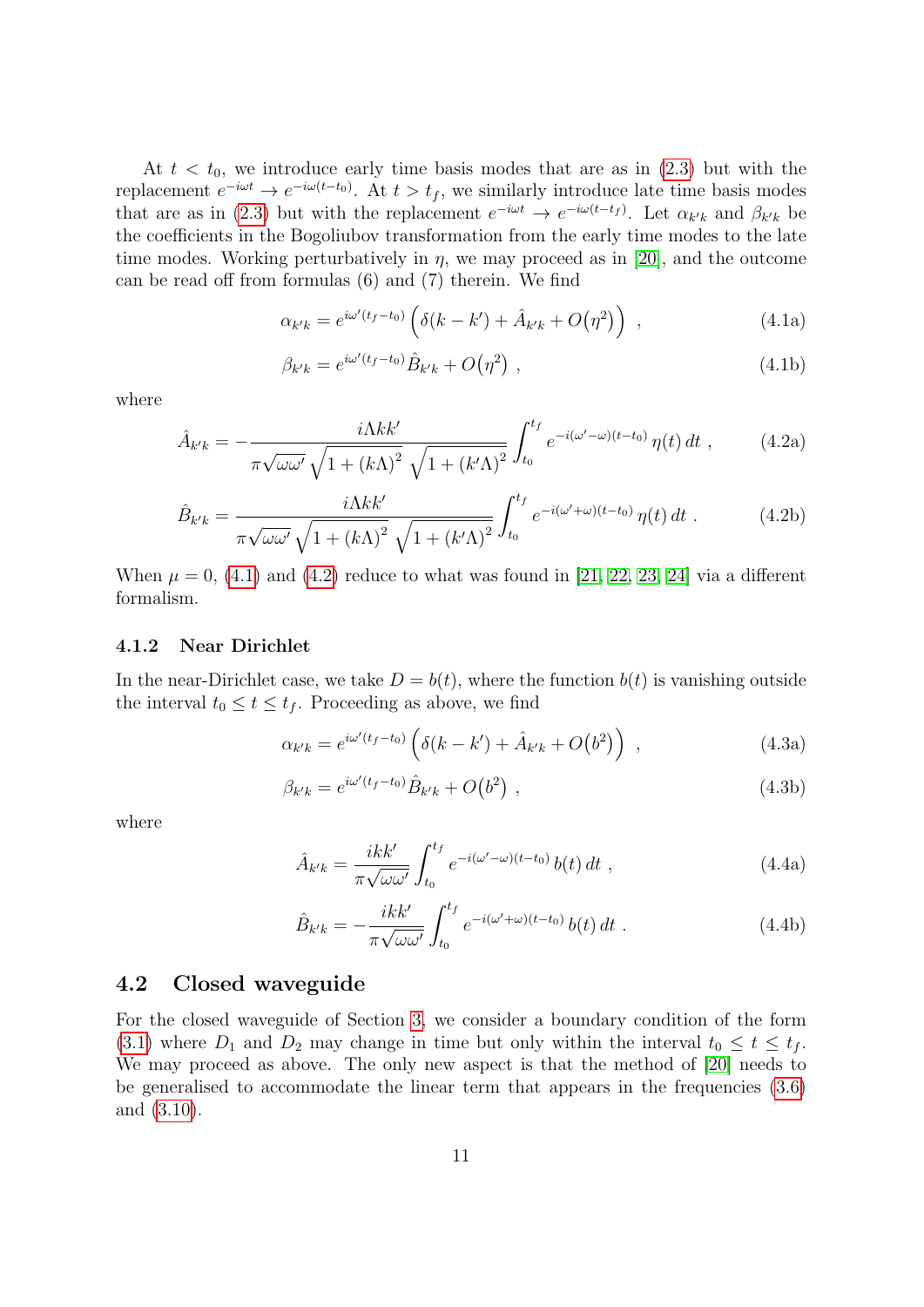At $t < t_0$, we introduce early time basis modes that are as in (2.3) but with the replacement $e^{-i\omega t} \to e^{-i\omega(t-t_0)}$. At $t > t_f$, we similarly introduce late time basis modes that are as in (2.3) but with the replacement $e^{-i\omega t} \to e^{-i\omega(t-t_f)}$. Let $\alpha_{k'k}$ and $\beta_{k'k}$ be the coefficients in the Bogoliubov transformation from the early time modes to the late time modes. Working perturbatively in $\eta$, we may proceed as in [20], and the outcome can be read off from formulas (6) and (7) therein. We find

$$\alpha_{k'k} = e^{i\omega'(t_f-t_0)} \left( \delta(k-k') + \hat{A}_{k'k} + O\big(\eta^2\big) \right) \ , \tag{4.1a}$$

$$\beta_{k'k} = e^{i\omega'(t_f-t_0)} \hat{B}_{k'k} + O\big(\eta^2\big) \ , \tag{4.1b}$$

where

$$\hat{A}_{k'k} = -\frac{i\Lambda k k'}{\pi\sqrt{\omega\omega'}\,\sqrt{1+(k\Lambda)^2}\,\sqrt{1+(k'\Lambda)^2}} \int_{t_0}^{t_f} e^{-i(\omega'-\omega)(t-t_0)}\,\eta(t)\,dt \ , \tag{4.2a}$$

$$\hat{B}_{k'k} = \frac{i\Lambda k k'}{\pi\sqrt{\omega\omega'}\,\sqrt{1+(k\Lambda)^2}\,\sqrt{1+(k'\Lambda)^2}} \int_{t_0}^{t_f} e^{-i(\omega'+\omega)(t-t_0)}\,\eta(t)\,dt \ . \tag{4.2b}$$

When $\mu = 0$, (4.1) and (4.2) reduce to what was found in [21, 22, 23, 24] via a different formalism.

### 4.1.2 Near Dirichlet

In the near-Dirichlet case, we take $D = b(t)$, where the function $b(t)$ is vanishing outside the interval $t_0 \le t \le t_f$. Proceeding as above, we find

$$\alpha_{k'k} = e^{i\omega'(t_f-t_0)} \left( \delta(k-k') + \hat{A}_{k'k} + O\big(b^2\big) \right) \ , \tag{4.3a}$$

$$\beta_{k'k} = e^{i\omega'(t_f-t_0)} \hat{B}_{k'k} + O\big(b^2\big) \ , \tag{4.3b}$$

where

$$\hat{A}_{k'k} = \frac{ikk'}{\pi\sqrt{\omega\omega'}} \int_{t_0}^{t_f} e^{-i(\omega'-\omega)(t-t_0)}\,b(t)\,dt \ , \tag{4.4a}$$

$$\hat{B}_{k'k} = -\frac{ikk'}{\pi\sqrt{\omega\omega'}} \int_{t_0}^{t_f} e^{-i(\omega'+\omega)(t-t_0)}\,b(t)\,dt \ . \tag{4.4b}$$

## 4.2 Closed waveguide

For the closed waveguide of Section 3, we consider a boundary condition of the form (3.1) where $D_1$ and $D_2$ may change in time but only within the interval $t_0 \le t \le t_f$. We may proceed as above. The only new aspect is that the method of [20] needs to be generalised to accommodate the linear term that appears in the frequencies (3.6) and (3.10).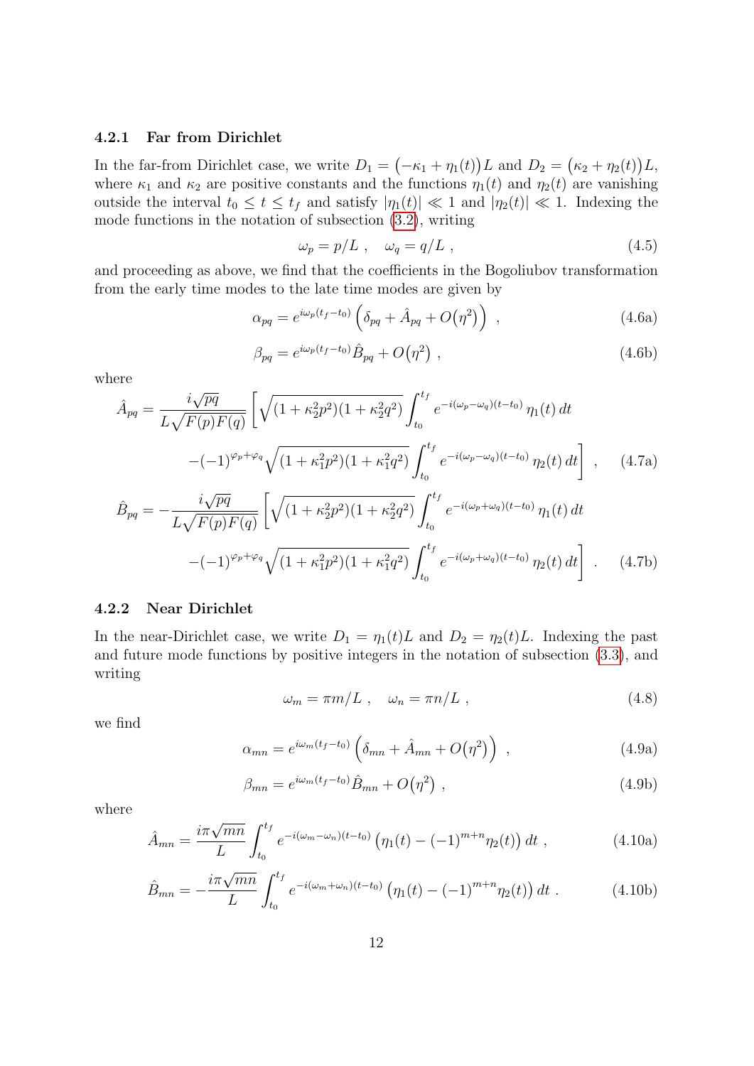### 4.2.1 Far from Dirichlet

In the far-from Dirichlet case, we write $D_1 = \bigl(-\kappa_1 + \eta_1(t)\bigr)L$ and $D_2 = \bigl(\kappa_2 + \eta_2(t)\bigr)L$, where $\kappa_1$ and $\kappa_2$ are positive constants and the functions $\eta_1(t)$ and $\eta_2(t)$ are vanishing outside the interval $t_0 \le t \le t_f$ and satisfy $|\eta_1(t)| \ll 1$ and $|\eta_2(t)| \ll 1$. Indexing the mode functions in the notation of subsection (3.2), writing

$$\omega_p = p/L \ , \quad \omega_q = q/L \ , \tag{4.5}$$

and proceeding as above, we find that the coefficients in the Bogoliubov transformation from the early time modes to the late time modes are given by

$$\alpha_{pq} = e^{i\omega_p(t_f - t_0)} \left( \delta_{pq} + \hat{A}_{pq} + O\bigl(\eta^2\bigr) \right) \ , \tag{4.6a}$$

$$\beta_{pq} = e^{i\omega_p(t_f - t_0)} \hat{B}_{pq} + O\bigl(\eta^2\bigr) \ , \tag{4.6b}$$

where

$$\hat{A}_{pq} = \frac{i\sqrt{pq}}{L\sqrt{F(p)F(q)}} \Biggl[ \sqrt{(1+\kappa_2^2 p^2)(1+\kappa_2^2 q^2)} \int_{t_0}^{t_f} e^{-i(\omega_p - \omega_q)(t-t_0)}\, \eta_1(t)\, dt$$
$$- (-1)^{\varphi_p + \varphi_q} \sqrt{(1+\kappa_1^2 p^2)(1+\kappa_1^2 q^2)} \int_{t_0}^{t_f} e^{-i(\omega_p - \omega_q)(t-t_0)}\, \eta_2(t)\, dt \Biggr] \ , \tag{4.7a}$$

$$\hat{B}_{pq} = -\frac{i\sqrt{pq}}{L\sqrt{F(p)F(q)}} \Biggl[ \sqrt{(1+\kappa_2^2 p^2)(1+\kappa_2^2 q^2)} \int_{t_0}^{t_f} e^{-i(\omega_p + \omega_q)(t-t_0)}\, \eta_1(t)\, dt$$
$$- (-1)^{\varphi_p + \varphi_q} \sqrt{(1+\kappa_1^2 p^2)(1+\kappa_1^2 q^2)} \int_{t_0}^{t_f} e^{-i(\omega_p + \omega_q)(t-t_0)}\, \eta_2(t)\, dt \Biggr] \ . \tag{4.7b}$$

### 4.2.2 Near Dirichlet

In the near-Dirichlet case, we write $D_1 = \eta_1(t)L$ and $D_2 = \eta_2(t)L$. Indexing the past and future mode functions by positive integers in the notation of subsection (3.3), and writing

$$\omega_m = \pi m/L \ , \quad \omega_n = \pi n/L \ , \tag{4.8}$$

we find

$$\alpha_{mn} = e^{i\omega_m(t_f - t_0)} \left( \delta_{mn} + \hat{A}_{mn} + O\bigl(\eta^2\bigr) \right) \ , \tag{4.9a}$$

$$\beta_{mn} = e^{i\omega_m(t_f - t_0)} \hat{B}_{mn} + O\bigl(\eta^2\bigr) \ , \tag{4.9b}$$

where

$$\hat{A}_{mn} = \frac{i\pi\sqrt{mn}}{L} \int_{t_0}^{t_f} e^{-i(\omega_m - \omega_n)(t-t_0)} \bigl( \eta_1(t) - (-1)^{m+n} \eta_2(t) \bigr)\, dt \ , \tag{4.10a}$$

$$\hat{B}_{mn} = -\frac{i\pi\sqrt{mn}}{L} \int_{t_0}^{t_f} e^{-i(\omega_m + \omega_n)(t-t_0)} \bigl( \eta_1(t) - (-1)^{m+n} \eta_2(t) \bigr)\, dt \ . \tag{4.10b}$$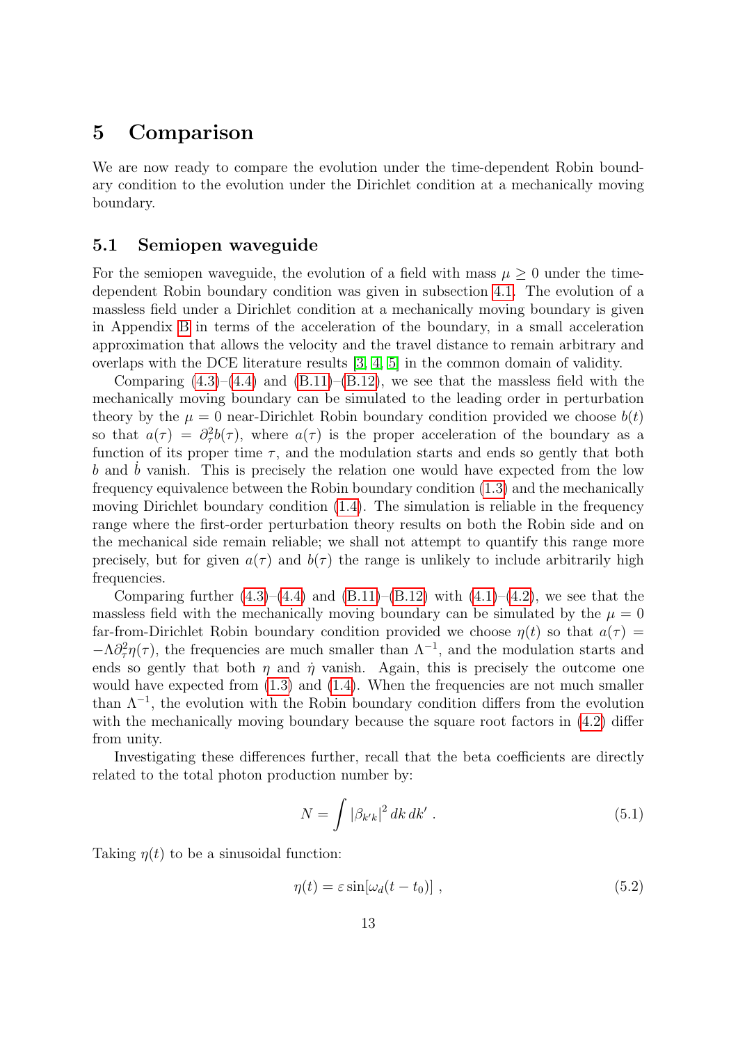# 5 Comparison

We are now ready to compare the evolution under the time-dependent Robin boundary condition to the evolution under the Dirichlet condition at a mechanically moving boundary.

## 5.1 Semiopen waveguide

For the semiopen waveguide, the evolution of a field with mass $\mu \geq 0$ under the time-dependent Robin boundary condition was given in subsection 4.1. The evolution of a massless field under a Dirichlet condition at a mechanically moving boundary is given in Appendix B in terms of the acceleration of the boundary, in a small acceleration approximation that allows the velocity and the travel distance to remain arbitrary and overlaps with the DCE literature results [3, 4, 5] in the common domain of validity.

Comparing (4.3)–(4.4) and (B.11)–(B.12), we see that the massless field with the mechanically moving boundary can be simulated to the leading order in perturbation theory by the $\mu = 0$ near-Dirichlet Robin boundary condition provided we choose $b(t)$ so that $a(\tau) = \partial_\tau^2 b(\tau)$, where $a(\tau)$ is the proper acceleration of the boundary as a function of its proper time $\tau$, and the modulation starts and ends so gently that both $b$ and $\dot{b}$ vanish. This is precisely the relation one would have expected from the low frequency equivalence between the Robin boundary condition (1.3) and the mechanically moving Dirichlet boundary condition (1.4). The simulation is reliable in the frequency range where the first-order perturbation theory results on both the Robin side and on the mechanical side remain reliable; we shall not attempt to quantify this range more precisely, but for given $a(\tau)$ and $b(\tau)$ the range is unlikely to include arbitrarily high frequencies.

Comparing further (4.3)–(4.4) and (B.11)–(B.12) with (4.1)–(4.2), we see that the massless field with the mechanically moving boundary can be simulated by the $\mu = 0$ far-from-Dirichlet Robin boundary condition provided we choose $\eta(t)$ so that $a(\tau) = -\Lambda \partial_\tau^2 \eta(\tau)$, the frequencies are much smaller than $\Lambda^{-1}$, and the modulation starts and ends so gently that both $\eta$ and $\dot{\eta}$ vanish. Again, this is precisely the outcome one would have expected from (1.3) and (1.4). When the frequencies are not much smaller than $\Lambda^{-1}$, the evolution with the Robin boundary condition differs from the evolution with the mechanically moving boundary because the square root factors in (4.2) differ from unity.

Investigating these differences further, recall that the beta coefficients are directly related to the total photon production number by:

$$N = \int |\beta_{k'k}|^2 \, dk \, dk' \; . \tag{5.1}$$

Taking $\eta(t)$ to be a sinusoidal function:

$$\eta(t) = \varepsilon \sin[\omega_d (t - t_0)] \; , \tag{5.2}$$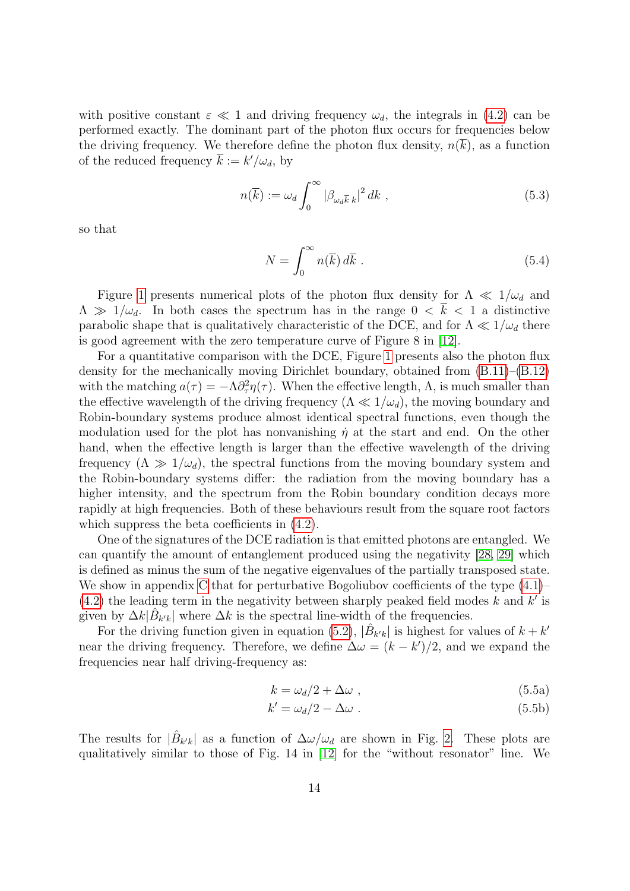with positive constant $\varepsilon \ll 1$ and driving frequency $\omega_d$, the integrals in (4.2) can be performed exactly. The dominant part of the photon flux occurs for frequencies below the driving frequency. We therefore define the photon flux density, $n(\overline{k})$, as a function of the reduced frequency $\overline{k} := k'/\omega_d$, by

$$
n(\overline{k}) := \omega_d \int_0^\infty \left|\beta_{\omega_d \overline{k}\, k}\right|^2 dk \; , \tag{5.3}
$$

so that

$$
N = \int_0^\infty n(\overline{k})\, d\overline{k} \; . \tag{5.4}
$$

Figure 1 presents numerical plots of the photon flux density for $\Lambda \ll 1/\omega_d$ and $\Lambda \gg 1/\omega_d$. In both cases the spectrum has in the range $0 < \overline{k} < 1$ a distinctive parabolic shape that is qualitatively characteristic of the DCE, and for $\Lambda \ll 1/\omega_d$ there is good agreement with the zero temperature curve of Figure 8 in [12].

For a quantitative comparison with the DCE, Figure 1 presents also the photon flux density for the mechanically moving Dirichlet boundary, obtained from (B.11)–(B.12) with the matching $a(\tau) = -\Lambda \partial_\tau^2 \eta(\tau)$. When the effective length, $\Lambda$, is much smaller than the effective wavelength of the driving frequency ($\Lambda \ll 1/\omega_d$), the moving boundary and Robin-boundary systems produce almost identical spectral functions, even though the modulation used for the plot has nonvanishing $\dot{\eta}$ at the start and end. On the other hand, when the effective length is larger than the effective wavelength of the driving frequency ($\Lambda \gg 1/\omega_d$), the spectral functions from the moving boundary system and the Robin-boundary systems differ: the radiation from the moving boundary has a higher intensity, and the spectrum from the Robin boundary condition decays more rapidly at high frequencies. Both of these behaviours result from the square root factors which suppress the beta coefficients in (4.2).

One of the signatures of the DCE radiation is that emitted photons are entangled. We can quantify the amount of entanglement produced using the negativity [28, 29] which is defined as minus the sum of the negative eigenvalues of the partially transposed state. We show in appendix C that for perturbative Bogoliubov coefficients of the type (4.1)–(4.2) the leading term in the negativity between sharply peaked field modes $k$ and $k'$ is given by $\Delta k |\hat{B}_{k'k}|$ where $\Delta k$ is the spectral line-width of the frequencies.

For the driving function given in equation (5.2), $|\hat{B}_{k'k}|$ is highest for values of $k + k'$ near the driving frequency. Therefore, we define $\Delta\omega = (k - k')/2$, and we expand the frequencies near half driving-frequency as:

$$
k = \omega_d/2 + \Delta\omega \; , \tag{5.5a}
$$

$$
k' = \omega_d/2 - \Delta\omega \; . \tag{5.5b}
$$

The results for $|\hat{B}_{k'k}|$ as a function of $\Delta\omega/\omega_d$ are shown in Fig. 2. These plots are qualitatively similar to those of Fig. 14 in [12] for the "without resonator" line. We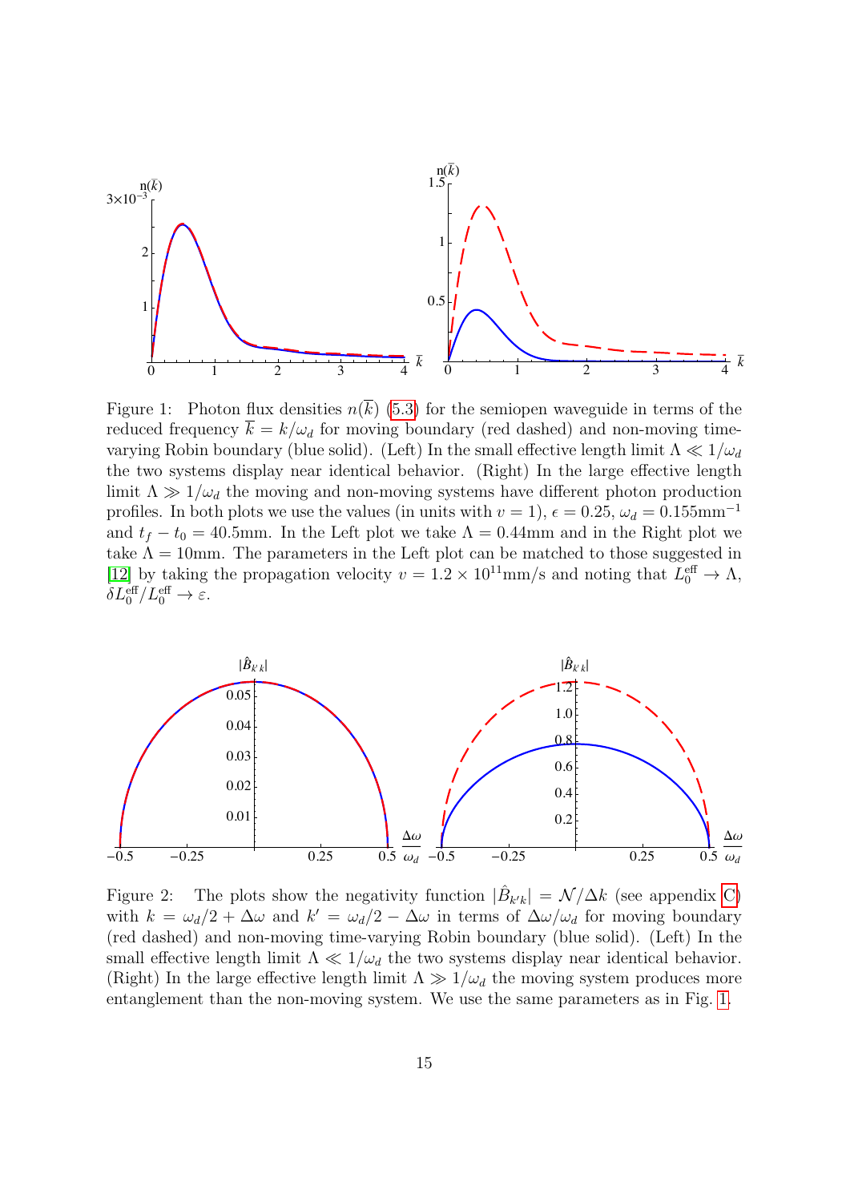Figure 1: Photon flux densities $n(\overline{k})$ (5.3) for the semiopen waveguide in terms of the reduced frequency $\overline{k} = k/\omega_d$ for moving boundary (red dashed) and non-moving time-varying Robin boundary (blue solid). (Left) In the small effective length limit $\Lambda \ll 1/\omega_d$ the two systems display near identical behavior. (Right) In the large effective length limit $\Lambda \gg 1/\omega_d$ the moving and non-moving systems have different photon production profiles. In both plots we use the values (in units with $v = 1$), $\epsilon = 0.25$, $\omega_d = 0.155\text{mm}^{-1}$ and $t_f - t_0 = 40.5\text{mm}$. In the Left plot we take $\Lambda = 0.44\text{mm}$ and in the Right plot we take $\Lambda = 10\text{mm}$. The parameters in the Left plot can be matched to those suggested in [12] by taking the propagation velocity $v = 1.2 \times 10^{11}\text{mm/s}$ and noting that $L_0^{\text{eff}} \to \Lambda$, $\delta L_0^{\text{eff}}/L_0^{\text{eff}} \to \varepsilon$.

Figure 2: The plots show the negativity function $|\hat{B}_{k'k}| = \mathcal{N}/\Delta k$ (see appendix C) with $k = \omega_d/2 + \Delta\omega$ and $k' = \omega_d/2 - \Delta\omega$ in terms of $\Delta\omega/\omega_d$ for moving boundary (red dashed) and non-moving time-varying Robin boundary (blue solid). (Left) In the small effective length limit $\Lambda \ll 1/\omega_d$ the two systems display near identical behavior. (Right) In the large effective length limit $\Lambda \gg 1/\omega_d$ the moving system produces more entanglement than the non-moving system. We use the same parameters as in Fig. 1.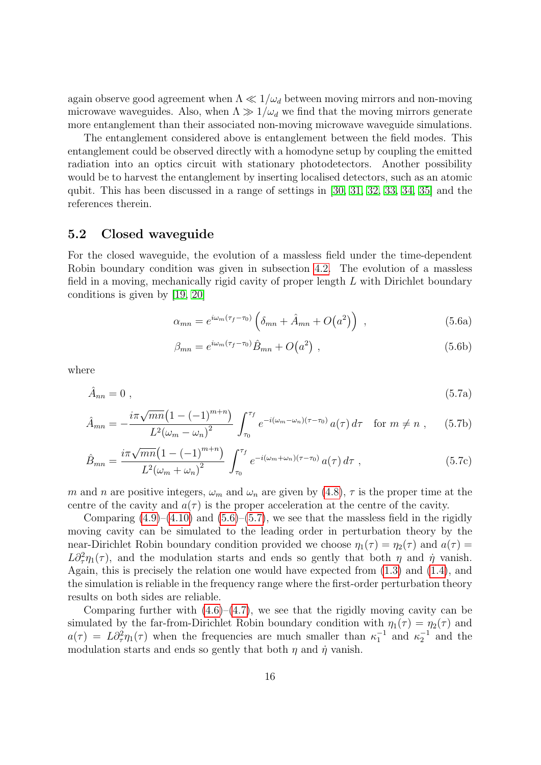again observe good agreement when $\Lambda \ll 1/\omega_d$ between moving mirrors and non-moving microwave waveguides. Also, when $\Lambda \gg 1/\omega_d$ we find that the moving mirrors generate more entanglement than their associated non-moving microwave waveguide simulations.

The entanglement considered above is entanglement between the field modes. This entanglement could be observed directly with a homodyne setup by coupling the emitted radiation into an optics circuit with stationary photodetectors. Another possibility would be to harvest the entanglement by inserting localised detectors, such as an atomic qubit. This has been discussed in a range of settings in [30, 31, 32, 33, 34, 35] and the references therein.

## 5.2 Closed waveguide

For the closed waveguide, the evolution of a massless field under the time-dependent Robin boundary condition was given in subsection 4.2. The evolution of a massless field in a moving, mechanically rigid cavity of proper length $L$ with Dirichlet boundary conditions is given by [19, 20]

$$\alpha_{mn} = e^{i\omega_m(\tau_f - \tau_0)} \left( \delta_{mn} + \hat{A}_{mn} + O\big(a^2\big) \right) \,, \tag{5.6a}$$

$$\beta_{mn} = e^{i\omega_m(\tau_f - \tau_0)} \hat{B}_{mn} + O\big(a^2\big) \,, \tag{5.6b}$$

where

$$\hat{A}_{nn} = 0 \,, \tag{5.7a}$$

$$\hat{A}_{mn} = -\frac{i\pi\sqrt{mn}\big(1-(-1)^{m+n}\big)}{L^2(\omega_m - \omega_n)^2} \int_{\tau_0}^{\tau_f} e^{-i(\omega_m - \omega_n)(\tau - \tau_0)}\, a(\tau)\, d\tau \quad \text{for } m \neq n \,, \tag{5.7b}$$

$$\hat{B}_{mn} = \frac{i\pi\sqrt{mn}\big(1-(-1)^{m+n}\big)}{L^2(\omega_m + \omega_n)^2} \int_{\tau_0}^{\tau_f} e^{-i(\omega_m + \omega_n)(\tau - \tau_0)}\, a(\tau)\, d\tau \,, \tag{5.7c}$$

$m$ and $n$ are positive integers, $\omega_m$ and $\omega_n$ are given by (4.8), $\tau$ is the proper time at the centre of the cavity and $a(\tau)$ is the proper acceleration at the centre of the cavity.

Comparing (4.9)–(4.10) and (5.6)–(5.7), we see that the massless field in the rigidly moving cavity can be simulated to the leading order in perturbation theory by the near-Dirichlet Robin boundary condition provided we choose $\eta_1(\tau) = \eta_2(\tau)$ and $a(\tau) = L\partial_\tau^2\eta_1(\tau)$, and the modulation starts and ends so gently that both $\eta$ and $\dot{\eta}$ vanish. Again, this is precisely the relation one would have expected from (1.3) and (1.4), and the simulation is reliable in the frequency range where the first-order perturbation theory results on both sides are reliable.

Comparing further with (4.6)–(4.7), we see that the rigidly moving cavity can be simulated by the far-from-Dirichlet Robin boundary condition with $\eta_1(\tau) = \eta_2(\tau)$ and $a(\tau) = L\partial_\tau^2\eta_1(\tau)$ when the frequencies are much smaller than $\kappa_1^{-1}$ and $\kappa_2^{-1}$ and the modulation starts and ends so gently that both $\eta$ and $\dot{\eta}$ vanish.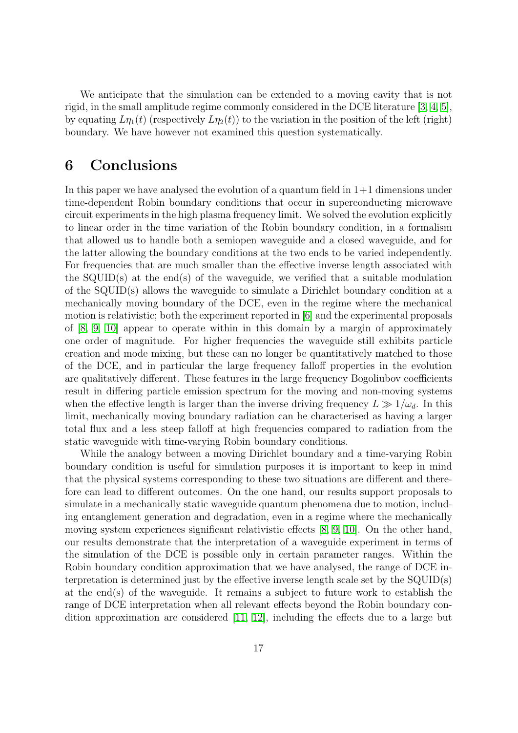We anticipate that the simulation can be extended to a moving cavity that is not rigid, in the small amplitude regime commonly considered in the DCE literature [3, 4, 5], by equating $L\eta_1(t)$ (respectively $L\eta_2(t)$) to the variation in the position of the left (right) boundary. We have however not examined this question systematically.

## 6 Conclusions

In this paper we have analysed the evolution of a quantum field in 1+1 dimensions under time-dependent Robin boundary conditions that occur in superconducting microwave circuit experiments in the high plasma frequency limit. We solved the evolution explicitly to linear order in the time variation of the Robin boundary condition, in a formalism that allowed us to handle both a semiopen waveguide and a closed waveguide, and for the latter allowing the boundary conditions at the two ends to be varied independently. For frequencies that are much smaller than the effective inverse length associated with the SQUID(s) at the end(s) of the waveguide, we verified that a suitable modulation of the SQUID(s) allows the waveguide to simulate a Dirichlet boundary condition at a mechanically moving boundary of the DCE, even in the regime where the mechanical motion is relativistic; both the experiment reported in [6] and the experimental proposals of [8, 9, 10] appear to operate within in this domain by a margin of approximately one order of magnitude. For higher frequencies the waveguide still exhibits particle creation and mode mixing, but these can no longer be quantitatively matched to those of the DCE, and in particular the large frequency falloff properties in the evolution are qualitatively different. These features in the large frequency Bogoliubov coefficients result in differing particle emission spectrum for the moving and non-moving systems when the effective length is larger than the inverse driving frequency $L \gg 1/\omega_d$. In this limit, mechanically moving boundary radiation can be characterised as having a larger total flux and a less steep falloff at high frequencies compared to radiation from the static waveguide with time-varying Robin boundary conditions.

While the analogy between a moving Dirichlet boundary and a time-varying Robin boundary condition is useful for simulation purposes it is important to keep in mind that the physical systems corresponding to these two situations are different and therefore can lead to different outcomes. On the one hand, our results support proposals to simulate in a mechanically static waveguide quantum phenomena due to motion, including entanglement generation and degradation, even in a regime where the mechanically moving system experiences significant relativistic effects [8, 9, 10]. On the other hand, our results demonstrate that the interpretation of a waveguide experiment in terms of the simulation of the DCE is possible only in certain parameter ranges. Within the Robin boundary condition approximation that we have analysed, the range of DCE interpretation is determined just by the effective inverse length scale set by the SQUID(s) at the end(s) of the waveguide. It remains a subject to future work to establish the range of DCE interpretation when all relevant effects beyond the Robin boundary condition approximation are considered [11, 12], including the effects due to a large but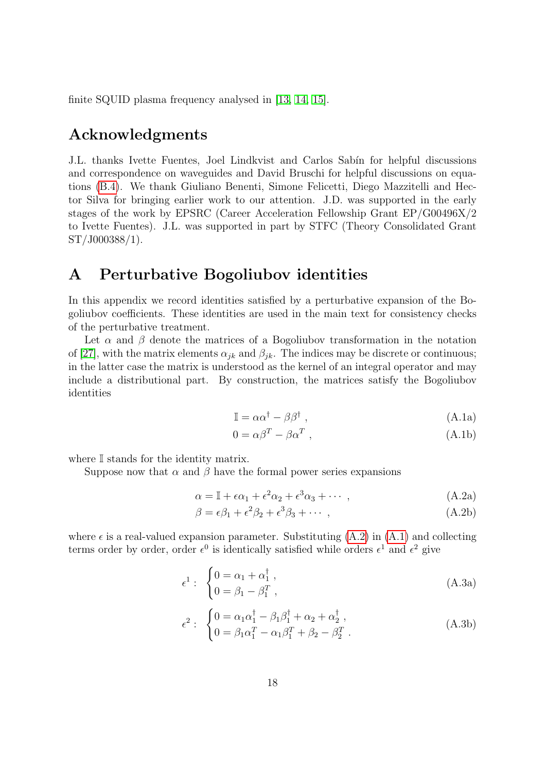finite SQUID plasma frequency analysed in [13, 14, 15].

## Acknowledgments

J.L. thanks Ivette Fuentes, Joel Lindkvist and Carlos Sabín for helpful discussions and correspondence on waveguides and David Bruschi for helpful discussions on equations (B.4). We thank Giuliano Benenti, Simone Felicetti, Diego Mazzitelli and Hector Silva for bringing earlier work to our attention. J.D. was supported in the early stages of the work by EPSRC (Career Acceleration Fellowship Grant EP/G00496X/2 to Ivette Fuentes). J.L. was supported in part by STFC (Theory Consolidated Grant ST/J000388/1).

# A Perturbative Bogoliubov identities

In this appendix we record identities satisfied by a perturbative expansion of the Bogoliubov coefficients. These identities are used in the main text for consistency checks of the perturbative treatment.

Let $\alpha$ and $\beta$ denote the matrices of a Bogoliubov transformation in the notation of [27], with the matrix elements $\alpha_{jk}$ and $\beta_{jk}$. The indices may be discrete or continuous; in the latter case the matrix is understood as the kernel of an integral operator and may include a distributional part. By construction, the matrices satisfy the Bogoliubov identities

$$\mathbb{I} = \alpha\alpha^\dagger - \beta\beta^\dagger \ , \tag{A.1a}$$

$$0 = \alpha\beta^T - \beta\alpha^T \ , \tag{A.1b}$$

where $\mathbb{I}$ stands for the identity matrix.

Suppose now that $\alpha$ and $\beta$ have the formal power series expansions

$$\alpha = \mathbb{I} + \epsilon\alpha_1 + \epsilon^2\alpha_2 + \epsilon^3\alpha_3 + \cdots \ , \tag{A.2a}$$

$$\beta = \epsilon\beta_1 + \epsilon^2\beta_2 + \epsilon^3\beta_3 + \cdots \ , \tag{A.2b}$$

where $\epsilon$ is a real-valued expansion parameter. Substituting (A.2) in (A.1) and collecting terms order by order, order $\epsilon^0$ is identically satisfied while orders $\epsilon^1$ and $\epsilon^2$ give

$$\epsilon^1: \ \begin{cases} 0 = \alpha_1 + \alpha_1^\dagger \ , \\ 0 = \beta_1 - \beta_1^T \ , \end{cases} \tag{A.3a}$$

$$\epsilon^2: \ \begin{cases} 0 = \alpha_1\alpha_1^\dagger - \beta_1\beta_1^\dagger + \alpha_2 + \alpha_2^\dagger \ , \\ 0 = \beta_1\alpha_1^T - \alpha_1\beta_1^T + \beta_2 - \beta_2^T \ . \end{cases} \tag{A.3b}$$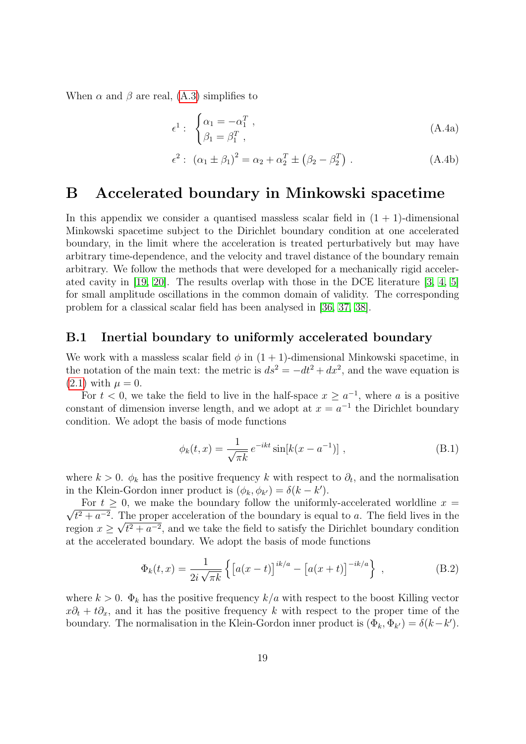When $\alpha$ and $\beta$ are real, (A.3) simplifies to

$$\epsilon^1: \begin{cases} \alpha_1 = -\alpha_1^T \ , \\ \beta_1 = \beta_1^T \ , \end{cases} \tag{A.4a}$$

$$\epsilon^2: \ (\alpha_1 \pm \beta_1)^2 = \alpha_2 + \alpha_2^T \pm \left(\beta_2 - \beta_2^T\right) \ . \tag{A.4b}$$

# B Accelerated boundary in Minkowski spacetime

In this appendix we consider a quantised massless scalar field in $(1+1)$-dimensional Minkowski spacetime subject to the Dirichlet boundary condition at one accelerated boundary, in the limit where the acceleration is treated perturbatively but may have arbitrary time-dependence, and the velocity and travel distance of the boundary remain arbitrary. We follow the methods that were developed for a mechanically rigid accelerated cavity in [19, 20]. The results overlap with those in the DCE literature [3, 4, 5] for small amplitude oscillations in the common domain of validity. The corresponding problem for a classical scalar field has been analysed in [36, 37, 38].

## B.1 Inertial boundary to uniformly accelerated boundary

We work with a massless scalar field $\phi$ in $(1+1)$-dimensional Minkowski spacetime, in the notation of the main text: the metric is $ds^2 = -dt^2 + dx^2$, and the wave equation is (2.1) with $\mu = 0$.

For $t < 0$, we take the field to live in the half-space $x \geq a^{-1}$, where $a$ is a positive constant of dimension inverse length, and we adopt at $x = a^{-1}$ the Dirichlet boundary condition. We adopt the basis of mode functions

$$\phi_k(t,x) = \frac{1}{\sqrt{\pi k}}\, e^{-ikt} \sin[k(x - a^{-1})] \ , \tag{B.1}$$

where $k > 0$. $\phi_k$ has the positive frequency $k$ with respect to $\partial_t$, and the normalisation in the Klein-Gordon inner product is $(\phi_k, \phi_{k'}) = \delta(k - k')$.

For $t \geq 0$, we make the boundary follow the uniformly-accelerated worldline $x = \sqrt{t^2 + a^{-2}}$. The proper acceleration of the boundary is equal to $a$. The field lives in the region $x \geq \sqrt{t^2 + a^{-2}}$, and we take the field to satisfy the Dirichlet boundary condition at the accelerated boundary. We adopt the basis of mode functions

$$\Phi_k(t,x) = \frac{1}{2i\,\sqrt{\pi k}} \left\{ \left[a(x-t)\right]^{ik/a} - \left[a(x+t)\right]^{-ik/a} \right\} \ , \tag{B.2}$$

where $k > 0$. $\Phi_k$ has the positive frequency $k/a$ with respect to the boost Killing vector $x\partial_t + t\partial_x$, and it has the positive frequency $k$ with respect to the proper time of the boundary. The normalisation in the Klein-Gordon inner product is $(\Phi_k, \Phi_{k'}) = \delta(k - k')$.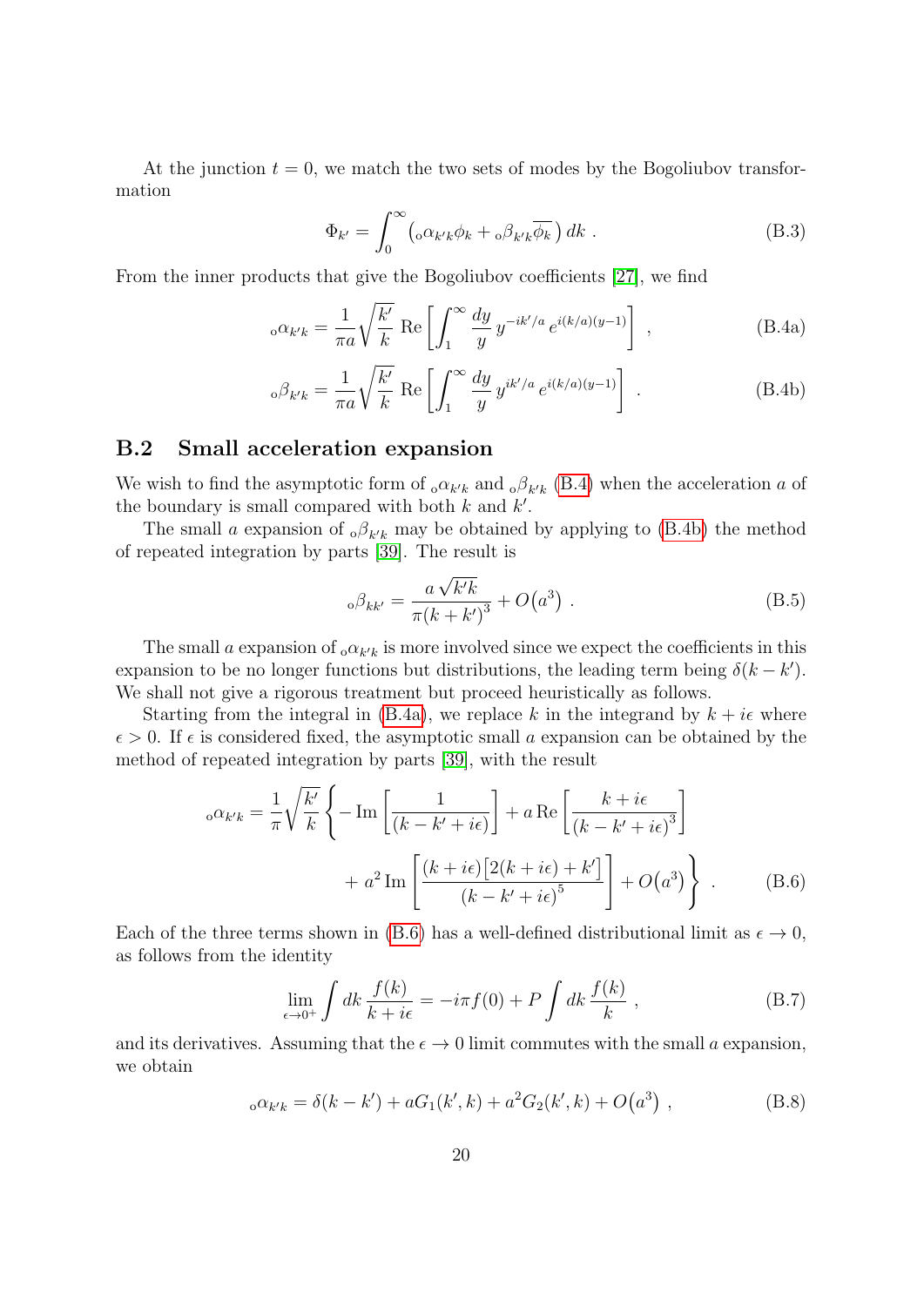At the junction $t = 0$, we match the two sets of modes by the Bogoliubov transformation

$$\Phi_{k'} = \int_0^\infty \left( {}_{\mathrm{o}}\alpha_{k'k} \phi_k + {}_{\mathrm{o}}\beta_{k'k} \overline{\phi_k} \right) dk \; . \tag{B.3}$$

From the inner products that give the Bogoliubov coefficients [27], we find

$${}_{\mathrm{o}}\alpha_{k'k} = \frac{1}{\pi a} \sqrt{\frac{k'}{k}} \, \mathrm{Re} \left[ \int_1^\infty \frac{dy}{y} \, y^{-ik'/a} \, e^{i(k/a)(y-1)} \right] \; , \tag{B.4a}$$

$${}_{\mathrm{o}}\beta_{k'k} = \frac{1}{\pi a} \sqrt{\frac{k'}{k}} \, \mathrm{Re} \left[ \int_1^\infty \frac{dy}{y} \, y^{ik'/a} \, e^{i(k/a)(y-1)} \right] \; . \tag{B.4b}$$

## B.2 Small acceleration expansion

We wish to find the asymptotic form of ${}_{\mathrm{o}}\alpha_{k'k}$ and ${}_{\mathrm{o}}\beta_{k'k}$ (B.4) when the acceleration $a$ of the boundary is small compared with both $k$ and $k'$.

The small $a$ expansion of ${}_{\mathrm{o}}\beta_{k'k}$ may be obtained by applying to (B.4b) the method of repeated integration by parts [39]. The result is

$${}_{\mathrm{o}}\beta_{kk'} = \frac{a\sqrt{k'k}}{\pi (k+k')^3} + O\big(a^3\big) \; . \tag{B.5}$$

The small $a$ expansion of ${}_{\mathrm{o}}\alpha_{k'k}$ is more involved since we expect the coefficients in this expansion to be no longer functions but distributions, the leading term being $\delta(k-k')$. We shall not give a rigorous treatment but proceed heuristically as follows.

Starting from the integral in (B.4a), we replace $k$ in the integrand by $k + i\epsilon$ where $\epsilon > 0$. If $\epsilon$ is considered fixed, the asymptotic small $a$ expansion can be obtained by the method of repeated integration by parts [39], with the result

$$\begin{aligned} {}_{\mathrm{o}}\alpha_{k'k} = \frac{1}{\pi} \sqrt{\frac{k'}{k}} \Bigg\{ & - \mathrm{Im} \left[ \frac{1}{(k-k'+i\epsilon)} \right] + a \, \mathrm{Re} \left[ \frac{k+i\epsilon}{(k-k'+i\epsilon)^3} \right] \\ & + a^2 \, \mathrm{Im} \left[ \frac{(k+i\epsilon)\big[2(k+i\epsilon)+k'\big]}{(k-k'+i\epsilon)^5} \right] + O\big(a^3\big) \Bigg\} \; . \end{aligned} \tag{B.6}$$

Each of the three terms shown in (B.6) has a well-defined distributional limit as $\epsilon \to 0$, as follows from the identity

$$\lim_{\epsilon \to 0^+} \int dk \, \frac{f(k)}{k+i\epsilon} = -i\pi f(0) + P \int dk \, \frac{f(k)}{k} \; , \tag{B.7}$$

and its derivatives. Assuming that the $\epsilon \to 0$ limit commutes with the small $a$ expansion, we obtain

$${}_{\mathrm{o}}\alpha_{k'k} = \delta(k-k') + aG_1(k',k) + a^2 G_2(k',k) + O\big(a^3\big) \; , \tag{B.8}$$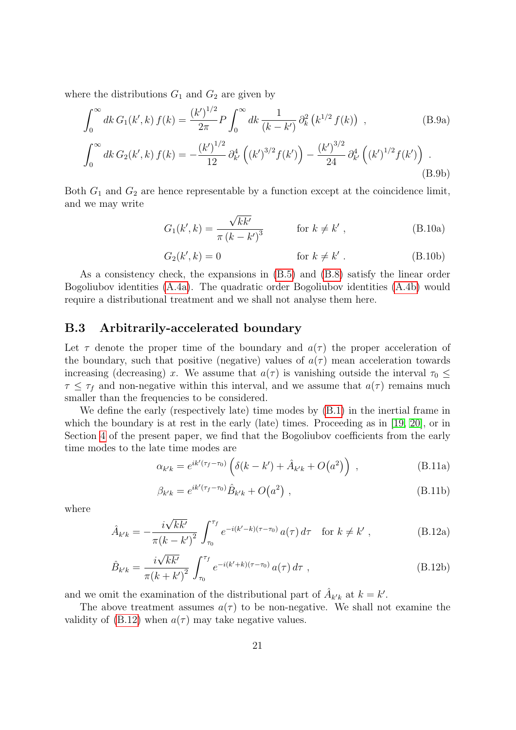where the distributions $G_1$ and $G_2$ are given by

$$\int_0^\infty dk\, G_1(k',k)\, f(k) = \frac{(k')^{1/2}}{2\pi} P \int_0^\infty dk\, \frac{1}{(k-k')}\, \partial_k^2 \left(k^{1/2}\, f(k)\right) \ , \tag{B.9a}$$

$$\int_0^\infty dk\, G_2(k',k)\, f(k) = -\frac{(k')^{1/2}}{12}\, \partial_{k'}^4 \left((k')^{3/2} f(k')\right) - \frac{(k')^{3/2}}{24}\, \partial_{k'}^4 \left((k')^{1/2} f(k')\right) \ . \tag{B.9b}$$

Both $G_1$ and $G_2$ are hence representable by a function except at the coincidence limit, and we may write

$$G_1(k',k) = \frac{\sqrt{kk'}}{\pi\,(k-k')^3} \qquad \text{for } k \neq k' \ , \tag{B.10a}$$

$$G_2(k',k) = 0 \qquad \text{for } k \neq k' \ . \tag{B.10b}$$

As a consistency check, the expansions in (B.5) and (B.8) satisfy the linear order Bogoliubov identities (A.4a). The quadratic order Bogoliubov identities (A.4b) would require a distributional treatment and we shall not analyse them here.

### B.3 Arbitrarily-accelerated boundary

Let $\tau$ denote the proper time of the boundary and $a(\tau)$ the proper acceleration of the boundary, such that positive (negative) values of $a(\tau)$ mean acceleration towards increasing (decreasing) $x$. We assume that $a(\tau)$ is vanishing outside the interval $\tau_0 \leq \tau \leq \tau_f$ and non-negative within this interval, and we assume that $a(\tau)$ remains much smaller than the frequencies to be considered.

We define the early (respectively late) time modes by (B.1) in the inertial frame in which the boundary is at rest in the early (late) times. Proceeding as in [19, 20], or in Section 4 of the present paper, we find that the Bogoliubov coefficients from the early time modes to the late time modes are

$$\alpha_{k'k} = e^{ik'(\tau_f-\tau_0)} \left(\delta(k-k') + \hat{A}_{k'k} + O\big(a^2\big)\right) \ , \tag{B.11a}$$

$$\beta_{k'k} = e^{ik'(\tau_f-\tau_0)} \hat{B}_{k'k} + O\big(a^2\big) \ , \tag{B.11b}$$

where

$$\hat{A}_{k'k} = -\frac{i\sqrt{kk'}}{\pi(k-k')^2} \int_{\tau_0}^{\tau_f} e^{-i(k'-k)(\tau-\tau_0)}\, a(\tau)\, d\tau \quad \text{for } k \neq k' \ , \tag{B.12a}$$

$$\hat{B}_{k'k} = \frac{i\sqrt{kk'}}{\pi(k+k')^2} \int_{\tau_0}^{\tau_f} e^{-i(k'+k)(\tau-\tau_0)}\, a(\tau)\, d\tau \ , \tag{B.12b}$$

and we omit the examination of the distributional part of $\hat{A}_{k'k}$ at $k = k'$.

The above treatment assumes $a(\tau)$ to be non-negative. We shall not examine the validity of (B.12) when $a(\tau)$ may take negative values.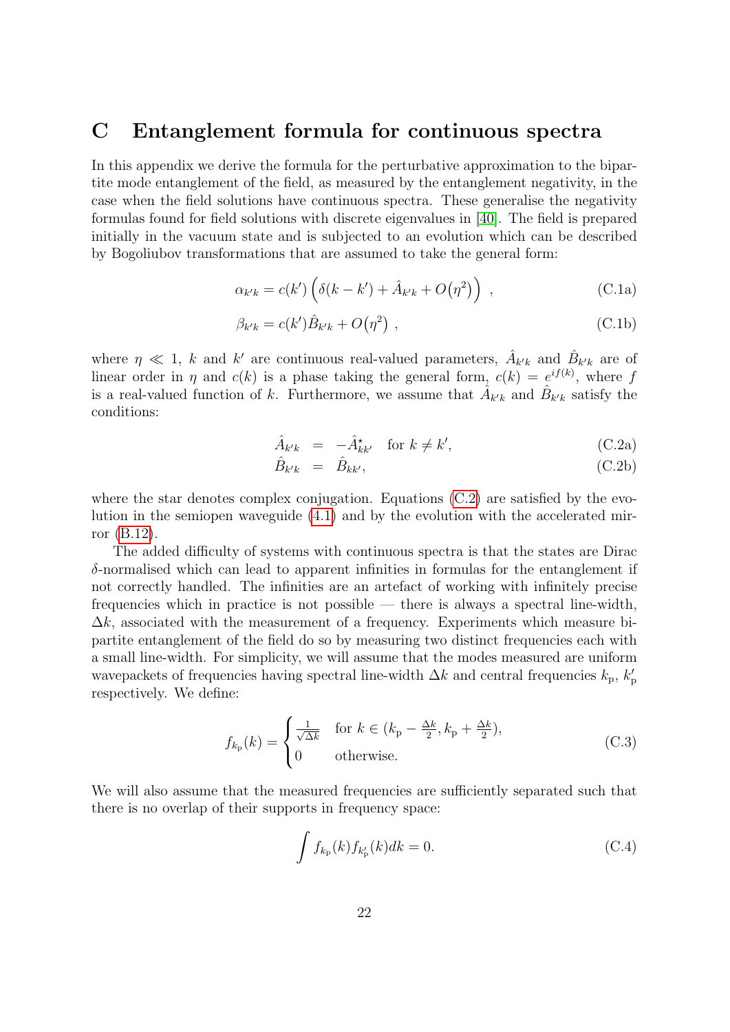# C Entanglement formula for continuous spectra

In this appendix we derive the formula for the perturbative approximation to the bipartite mode entanglement of the field, as measured by the entanglement negativity, in the case when the field solutions have continuous spectra. These generalise the negativity formulas found for field solutions with discrete eigenvalues in [40]. The field is prepared initially in the vacuum state and is subjected to an evolution which can be described by Bogoliubov transformations that are assumed to take the general form:

$$\alpha_{k'k} = c(k')\left(\delta(k-k') + \hat{A}_{k'k} + O\big(\eta^2\big)\right) \,, \tag{C.1a}$$

$$\beta_{k'k} = c(k')\hat{B}_{k'k} + O\big(\eta^2\big) \,, \tag{C.1b}$$

where $\eta \ll 1$, $k$ and $k'$ are continuous real-valued parameters, $\hat{A}_{k'k}$ and $\hat{B}_{k'k}$ are of linear order in $\eta$ and $c(k)$ is a phase taking the general form, $c(k) = e^{if(k)}$, where $f$ is a real-valued function of $k$. Furthermore, we assume that $\hat{A}_{k'k}$ and $\hat{B}_{k'k}$ satisfy the conditions:

$$\hat{A}_{k'k} \;=\; -\hat{A}^{\star}_{kk'} \quad \text{for } k \neq k', \tag{C.2a}$$

$$\hat{B}_{k'k} \;=\; \hat{B}_{kk'}, \tag{C.2b}$$

where the star denotes complex conjugation. Equations (C.2) are satisfied by the evolution in the semiopen waveguide (4.1) and by the evolution with the accelerated mirror (B.12).

The added difficulty of systems with continuous spectra is that the states are Dirac $\delta$-normalised which can lead to apparent infinities in formulas for the entanglement if not correctly handled. The infinities are an artefact of working with infinitely precise frequencies which in practice is not possible — there is always a spectral line-width, $\Delta k$, associated with the measurement of a frequency. Experiments which measure bipartite entanglement of the field do so by measuring two distinct frequencies each with a small line-width. For simplicity, we will assume that the modes measured are uniform wavepackets of frequencies having spectral line-width $\Delta k$ and central frequencies $k_{\rm p}$, $k'_{\rm p}$ respectively. We define:

$$f_{k_{\rm p}}(k) = \begin{cases} \frac{1}{\sqrt{\Delta k}} & \text{for } k \in (k_{\rm p} - \frac{\Delta k}{2}, k_{\rm p} + \frac{\Delta k}{2}), \\ 0 & \text{otherwise.} \end{cases} \tag{C.3}$$

We will also assume that the measured frequencies are sufficiently separated such that there is no overlap of their supports in frequency space:

$$\int f_{k_{\rm p}}(k) f_{k'_{\rm p}}(k) dk = 0. \tag{C.4}$$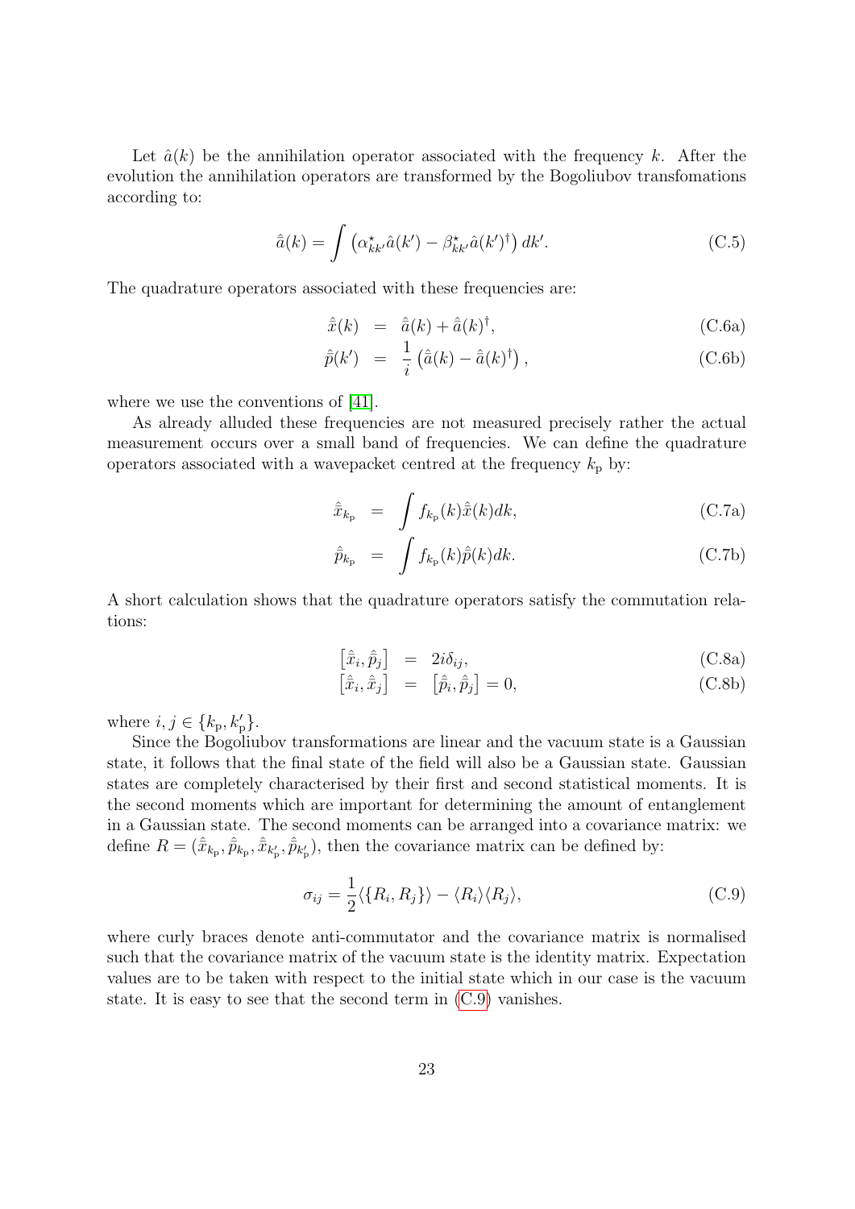Let $\hat{a}(k)$ be the annihilation operator associated with the frequency $k$. After the evolution the annihilation operators are transformed by the Bogoliubov transfomations according to:

$$\hat{\tilde{a}}(k) = \int \left( \alpha^{\star}_{kk'} \hat{a}(k') - \beta^{\star}_{kk'} \hat{a}(k')^{\dagger} \right) dk'. \tag{C.5}$$

The quadrature operators associated with these frequencies are:

$$\hat{\tilde{x}}(k) = \hat{\tilde{a}}(k) + \hat{\tilde{a}}(k)^{\dagger}, \tag{C.6a}$$

$$\hat{\tilde{p}}(k') = \frac{1}{i} \left( \hat{\tilde{a}}(k) - \hat{\tilde{a}}(k)^{\dagger} \right), \tag{C.6b}$$

where we use the conventions of [41].

As already alluded these frequencies are not measured precisely rather the actual measurement occurs over a small band of frequencies. We can define the quadrature operators associated with a wavepacket centred at the frequency $k_{\mathrm{p}}$ by:

$$\hat{\tilde{x}}_{k_{\mathrm{p}}} = \int f_{k_{\mathrm{p}}}(k) \hat{\tilde{x}}(k) dk, \tag{C.7a}$$

$$\hat{\tilde{p}}_{k_{\mathrm{p}}} = \int f_{k_{\mathrm{p}}}(k) \hat{\tilde{p}}(k) dk. \tag{C.7b}$$

A short calculation shows that the quadrature operators satisfy the commutation relations:

$$\left[ \hat{\tilde{x}}_i, \hat{\tilde{p}}_j \right] = 2i\delta_{ij}, \tag{C.8a}$$

$$\left[ \hat{\tilde{x}}_i, \hat{\tilde{x}}_j \right] = \left[ \hat{\tilde{p}}_i, \hat{\tilde{p}}_j \right] = 0, \tag{C.8b}$$

where $i, j \in \{k_{\mathrm{p}}, k'_{\mathrm{p}}\}$.

Since the Bogoliubov transformations are linear and the vacuum state is a Gaussian state, it follows that the final state of the field will also be a Gaussian state. Gaussian states are completely characterised by their first and second statistical moments. It is the second moments which are important for determining the amount of entanglement in a Gaussian state. The second moments can be arranged into a covariance matrix: we define $R = (\hat{\tilde{x}}_{k_{\mathrm{p}}}, \hat{\tilde{p}}_{k_{\mathrm{p}}}, \hat{\tilde{x}}_{k'_{\mathrm{p}}}, \hat{\tilde{p}}_{k'_{\mathrm{p}}})$, then the covariance matrix can be defined by:

$$\sigma_{ij} = \frac{1}{2} \langle \{R_i, R_j\} \rangle - \langle R_i \rangle \langle R_j \rangle, \tag{C.9}$$

where curly braces denote anti-commutator and the covariance matrix is normalised such that the covariance matrix of the vacuum state is the identity matrix. Expectation values are to be taken with respect to the initial state which in our case is the vacuum state. It is easy to see that the second term in (C.9) vanishes.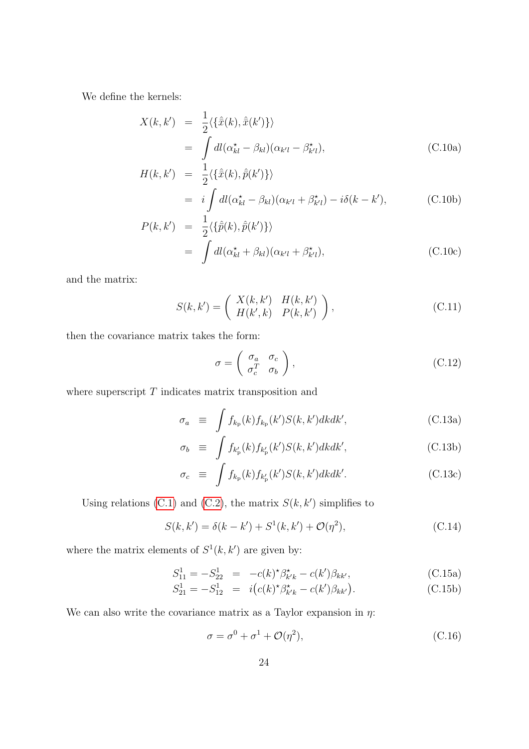We define the kernels:

$$
\begin{aligned}
X(k,k') &= \frac{1}{2}\langle\{\hat{\tilde{x}}(k),\hat{\tilde{x}}(k')\}\rangle \\
&= \int dl(\alpha^{\star}_{kl}-\beta_{kl})(\alpha_{k'l}-\beta^{\star}_{k'l}), && \text{(C.10a)}\\
H(k,k') &= \frac{1}{2}\langle\{\hat{\tilde{x}}(k),\hat{\tilde{p}}(k')\}\rangle \\
&= i\int dl(\alpha^{\star}_{kl}-\beta_{kl})(\alpha_{k'l}+\beta^{\star}_{k'l})-i\delta(k-k'), && \text{(C.10b)}\\
P(k,k') &= \frac{1}{2}\langle\{\hat{\tilde{p}}(k),\hat{\tilde{p}}(k')\}\rangle \\
&= \int dl(\alpha^{\star}_{kl}+\beta_{kl})(\alpha_{k'l}+\beta^{\star}_{k'l}), && \text{(C.10c)}
\end{aligned}
$$

and the matrix:

$$
S(k,k') = \begin{pmatrix} X(k,k') & H(k,k') \\ H(k',k) & P(k,k') \end{pmatrix}, \tag{C.11}
$$

then the covariance matrix takes the form:

$$
\sigma = \begin{pmatrix} \sigma_a & \sigma_c \\ \sigma_c^T & \sigma_b \end{pmatrix}, \tag{C.12}
$$

where superscript $T$ indicates matrix transposition and

$$
\begin{aligned}
\sigma_a &\equiv \int f_{k_{\rm p}}(k) f_{k_{\rm p}}(k') S(k,k') dk dk', && \text{(C.13a)}\\
\sigma_b &\equiv \int f_{k'_{\rm p}}(k) f_{k'_{\rm p}}(k') S(k,k') dk dk', && \text{(C.13b)}\\
\sigma_c &\equiv \int f_{k_{\rm p}}(k) f_{k'_{\rm p}}(k') S(k,k') dk dk'. && \text{(C.13c)}
\end{aligned}
$$

Using relations (C.1) and (C.2), the matrix $S(k,k')$ simplifies to

$$
S(k,k') = \delta(k-k') + S^1(k,k') + \mathcal{O}(\eta^2), \tag{C.14}
$$

where the matrix elements of $S^1(k,k')$ are given by:

$$
\begin{aligned}
S^1_{11} = -S^1_{22} &= -c(k)^{\star}\beta^{\star}_{k'k} - c(k')\beta_{kk'}, && \text{(C.15a)}\\
S^1_{21} = -S^1_{12} &= i\big(c(k)^{\star}\beta^{\star}_{k'k} - c(k')\beta_{kk'}\big). && \text{(C.15b)}
\end{aligned}
$$

We can also write the covariance matrix as a Taylor expansion in $\eta$:

$$
\sigma = \sigma^0 + \sigma^1 + \mathcal{O}(\eta^2), \tag{C.16}
$$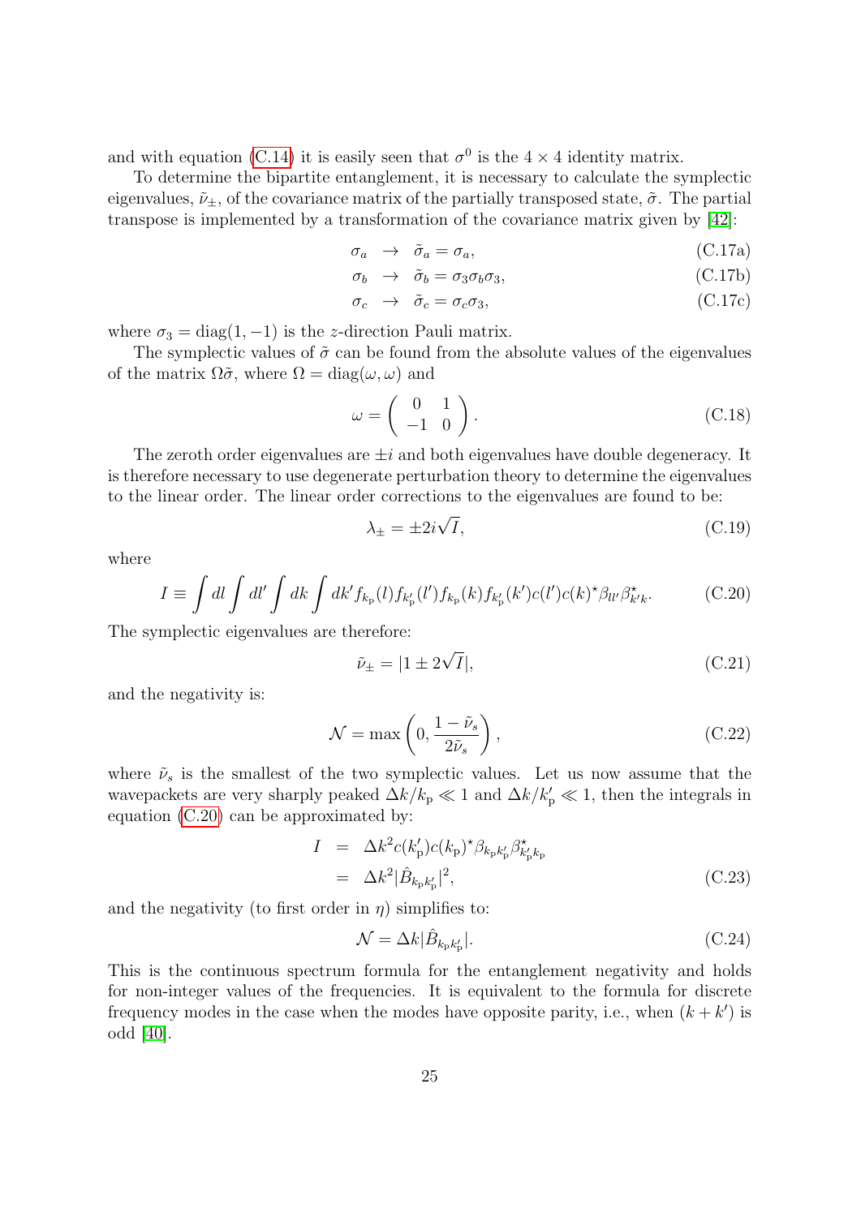and with equation (C.14) it is easily seen that $\sigma^0$ is the $4 \times 4$ identity matrix.

To determine the bipartite entanglement, it is necessary to calculate the symplectic eigenvalues, $\tilde{\nu}_\pm$, of the covariance matrix of the partially transposed state, $\tilde{\sigma}$. The partial transpose is implemented by a transformation of the covariance matrix given by [42]:

$$\sigma_a \quad \rightarrow \quad \tilde{\sigma}_a = \sigma_a, \tag{C.17a}$$

$$\sigma_b \quad \rightarrow \quad \tilde{\sigma}_b = \sigma_3 \sigma_b \sigma_3, \tag{C.17b}$$

$$\sigma_c \quad \rightarrow \quad \tilde{\sigma}_c = \sigma_c \sigma_3, \tag{C.17c}$$

where $\sigma_3 = \mathrm{diag}(1, -1)$ is the $z$-direction Pauli matrix.

The symplectic values of $\tilde{\sigma}$ can be found from the absolute values of the eigenvalues of the matrix $\Omega\tilde{\sigma}$, where $\Omega = \mathrm{diag}(\omega, \omega)$ and

$$\omega = \begin{pmatrix} 0 & 1 \\ -1 & 0 \end{pmatrix}. \tag{C.18}$$

The zeroth order eigenvalues are $\pm i$ and both eigenvalues have double degeneracy. It is therefore necessary to use degenerate perturbation theory to determine the eigenvalues to the linear order. The linear order corrections to the eigenvalues are found to be:

$$\lambda_\pm = \pm 2i\sqrt{I}, \tag{C.19}$$

where

$$I \equiv \int dl \int dl' \int dk \int dk' f_{k_\mathrm{p}}(l) f_{k'_\mathrm{p}}(l') f_{k_\mathrm{p}}(k) f_{k'_\mathrm{p}}(k') c(l') c(k)^\star \beta_{ll'} \beta^\star_{k'k}. \tag{C.20}$$

The symplectic eigenvalues are therefore:

$$\tilde{\nu}_\pm = |1 \pm 2\sqrt{I}|, \tag{C.21}$$

and the negativity is:

$$\mathcal{N} = \max\left(0, \frac{1 - \tilde{\nu}_s}{2\tilde{\nu}_s}\right), \tag{C.22}$$

where $\tilde{\nu}_s$ is the smallest of the two symplectic values. Let us now assume that the wavepackets are very sharply peaked $\Delta k / k_\mathrm{p} \ll 1$ and $\Delta k / k'_\mathrm{p} \ll 1$, then the integrals in equation (C.20) can be approximated by:

$$\begin{aligned} I &= \Delta k^2 c(k'_\mathrm{p}) c(k_\mathrm{p})^\star \beta_{k_\mathrm{p} k'_\mathrm{p}} \beta^\star_{k'_\mathrm{p} k_\mathrm{p}} \\ &= \Delta k^2 |\hat{B}_{k_\mathrm{p} k'_\mathrm{p}}|^2, \end{aligned} \tag{C.23}$$

and the negativity (to first order in $\eta$) simplifies to:

$$\mathcal{N} = \Delta k |\hat{B}_{k_\mathrm{p} k'_\mathrm{p}}|. \tag{C.24}$$

This is the continuous spectrum formula for the entanglement negativity and holds for non-integer values of the frequencies. It is equivalent to the formula for discrete frequency modes in the case when the modes have opposite parity, i.e., when $(k + k')$ is odd [40].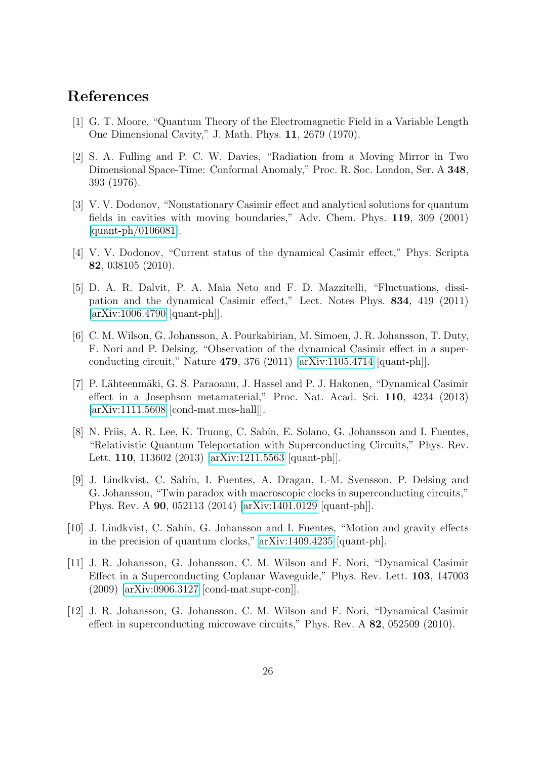## References

[1] G. T. Moore, "Quantum Theory of the Electromagnetic Field in a Variable Length One Dimensional Cavity," J. Math. Phys. **11**, 2679 (1970).

[2] S. A. Fulling and P. C. W. Davies, "Radiation from a Moving Mirror in Two Dimensional Space-Time: Conformal Anomaly," Proc. R. Soc. London, Ser. A **348**, 393 (1976).

[3] V. V. Dodonov, "Nonstationary Casimir effect and analytical solutions for quantum fields in cavities with moving boundaries," Adv. Chem. Phys. **119**, 309 (2001) [quant-ph/0106081].

[4] V. V. Dodonov, "Current status of the dynamical Casimir effect," Phys. Scripta **82**, 038105 (2010).

[5] D. A. R. Dalvit, P. A. Maia Neto and F. D. Mazzitelli, "Fluctuations, dissipation and the dynamical Casimir effect," Lect. Notes Phys. **834**, 419 (2011) [arXiv:1006.4790 [quant-ph]].

[6] C. M. Wilson, G. Johansson, A. Pourkabirian, M. Simoen, J. R. Johansson, T. Duty, F. Nori and P. Delsing, "Observation of the dynamical Casimir effect in a superconducting circuit," Nature **479**, 376 (2011) [arXiv:1105.4714 [quant-ph]].

[7] P. Lähteenmäki, G. S. Paraoanu, J. Hassel and P. J. Hakonen, "Dynamical Casimir effect in a Josephson metamaterial," Proc. Nat. Acad. Sci. **110**, 4234 (2013) [arXiv:1111.5608 [cond-mat.mes-hall]].

[8] N. Friis, A. R. Lee, K. Truong, C. Sabín, E. Solano, G. Johansson and I. Fuentes, "Relativistic Quantum Teleportation with Superconducting Circuits," Phys. Rev. Lett. **110**, 113602 (2013) [arXiv:1211.5563 [quant-ph]].

[9] J. Lindkvist, C. Sabín, I. Fuentes, A. Dragan, I.-M. Svensson, P. Delsing and G. Johansson, "Twin paradox with macroscopic clocks in superconducting circuits," Phys. Rev. A **90**, 052113 (2014) [arXiv:1401.0129 [quant-ph]].

[10] J. Lindkvist, C. Sabín, G. Johansson and I. Fuentes, "Motion and gravity effects in the precision of quantum clocks," arXiv:1409.4235 [quant-ph].

[11] J. R. Johansson, G. Johansson, C. M. Wilson and F. Nori, "Dynamical Casimir Effect in a Superconducting Coplanar Waveguide," Phys. Rev. Lett. **103**, 147003 (2009) [arXiv:0906.3127 [cond-mat.supr-con]].

[12] J. R. Johansson, G. Johansson, C. M. Wilson and F. Nori, "Dynamical Casimir effect in superconducting microwave circuits," Phys. Rev. A **82**, 052509 (2010).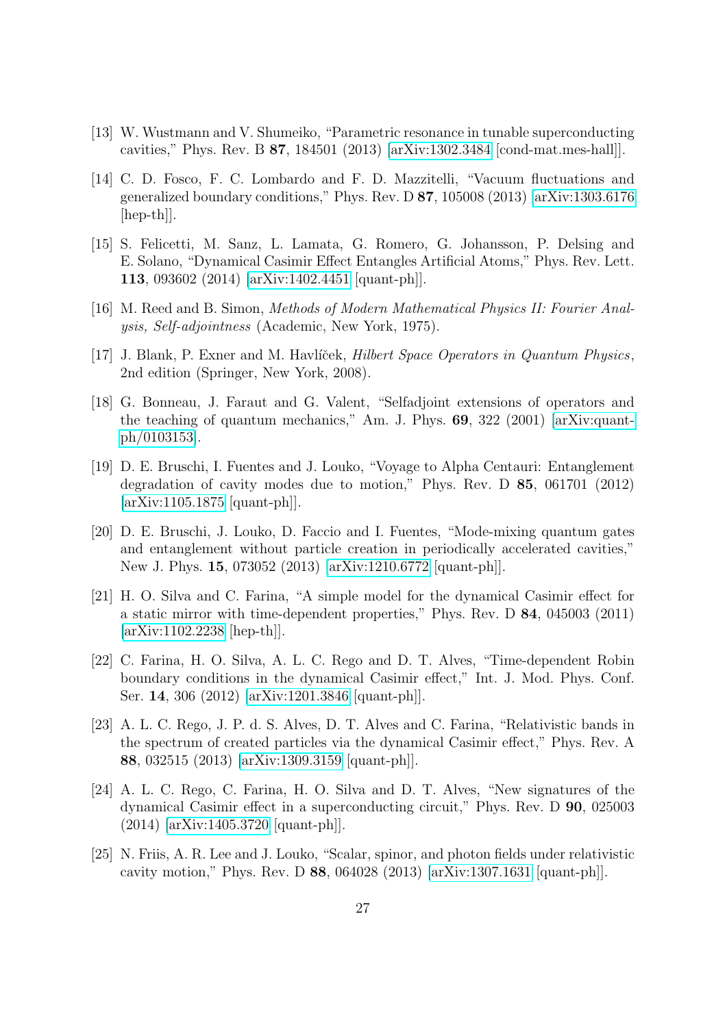[13] W. Wustmann and V. Shumeiko, "Parametric resonance in tunable superconducting cavities," Phys. Rev. B **87**, 184501 (2013) [arXiv:1302.3484 [cond-mat.mes-hall]].

[14] C. D. Fosco, F. C. Lombardo and F. D. Mazzitelli, "Vacuum fluctuations and generalized boundary conditions," Phys. Rev. D **87**, 105008 (2013) [arXiv:1303.6176 [hep-th]].

[15] S. Felicetti, M. Sanz, L. Lamata, G. Romero, G. Johansson, P. Delsing and E. Solano, "Dynamical Casimir Effect Entangles Artificial Atoms," Phys. Rev. Lett. **113**, 093602 (2014) [arXiv:1402.4451 [quant-ph]].

[16] M. Reed and B. Simon, *Methods of Modern Mathematical Physics II: Fourier Analysis, Self-adjointness* (Academic, New York, 1975).

[17] J. Blank, P. Exner and M. Havlíček, *Hilbert Space Operators in Quantum Physics*, 2nd edition (Springer, New York, 2008).

[18] G. Bonneau, J. Faraut and G. Valent, "Selfadjoint extensions of operators and the teaching of quantum mechanics," Am. J. Phys. **69**, 322 (2001) [arXiv:quant-ph/0103153].

[19] D. E. Bruschi, I. Fuentes and J. Louko, "Voyage to Alpha Centauri: Entanglement degradation of cavity modes due to motion," Phys. Rev. D **85**, 061701 (2012) [arXiv:1105.1875 [quant-ph]].

[20] D. E. Bruschi, J. Louko, D. Faccio and I. Fuentes, "Mode-mixing quantum gates and entanglement without particle creation in periodically accelerated cavities," New J. Phys. **15**, 073052 (2013) [arXiv:1210.6772 [quant-ph]].

[21] H. O. Silva and C. Farina, "A simple model for the dynamical Casimir effect for a static mirror with time-dependent properties," Phys. Rev. D **84**, 045003 (2011) [arXiv:1102.2238 [hep-th]].

[22] C. Farina, H. O. Silva, A. L. C. Rego and D. T. Alves, "Time-dependent Robin boundary conditions in the dynamical Casimir effect," Int. J. Mod. Phys. Conf. Ser. **14**, 306 (2012) [arXiv:1201.3846 [quant-ph]].

[23] A. L. C. Rego, J. P. d. S. Alves, D. T. Alves and C. Farina, "Relativistic bands in the spectrum of created particles via the dynamical Casimir effect," Phys. Rev. A **88**, 032515 (2013) [arXiv:1309.3159 [quant-ph]].

[24] A. L. C. Rego, C. Farina, H. O. Silva and D. T. Alves, "New signatures of the dynamical Casimir effect in a superconducting circuit," Phys. Rev. D **90**, 025003 (2014) [arXiv:1405.3720 [quant-ph]].

[25] N. Friis, A. R. Lee and J. Louko, "Scalar, spinor, and photon fields under relativistic cavity motion," Phys. Rev. D **88**, 064028 (2013) [arXiv:1307.1631 [quant-ph]].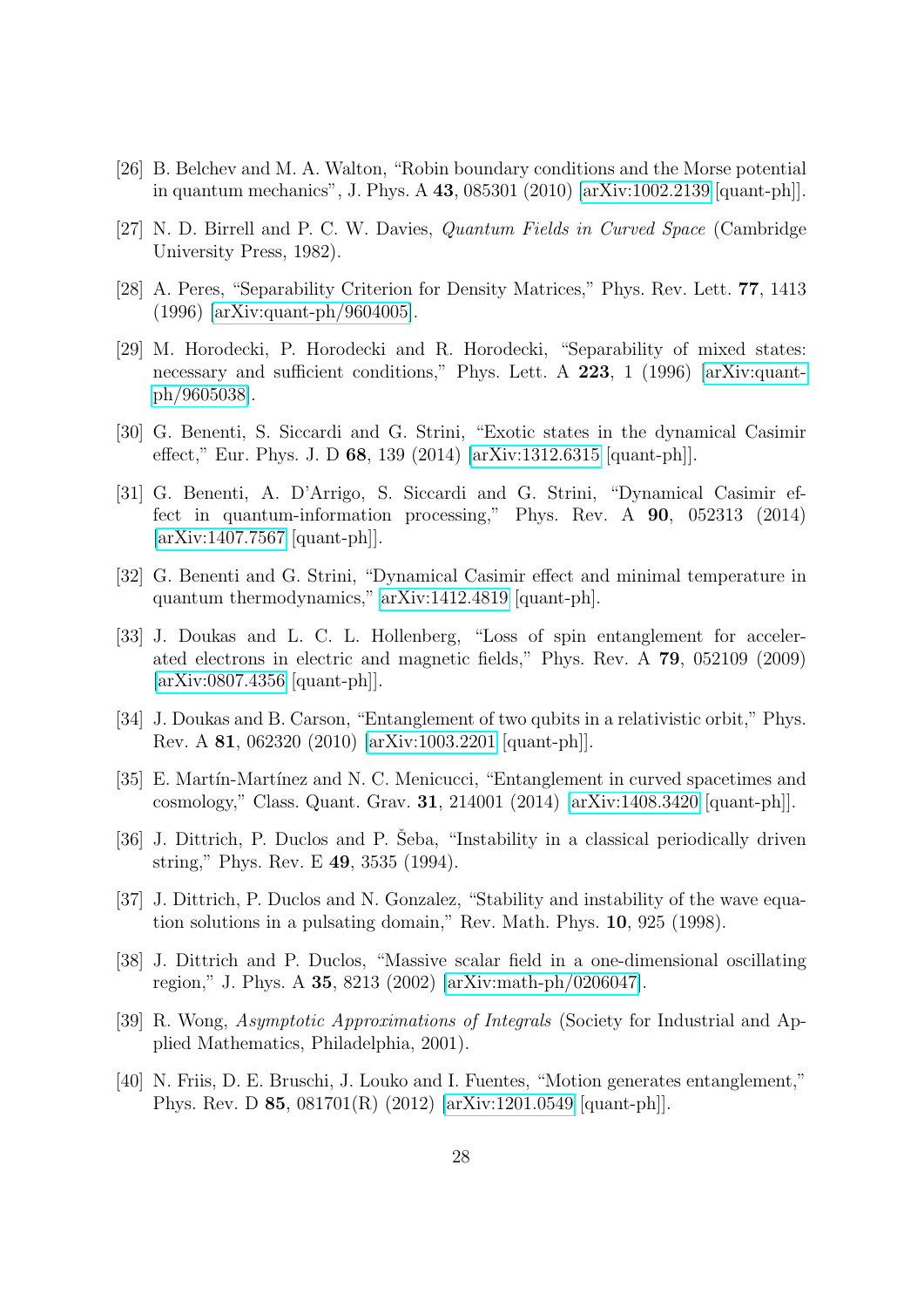[26] B. Belchev and M. A. Walton, "Robin boundary conditions and the Morse potential in quantum mechanics", J. Phys. A **43**, 085301 (2010) [arXiv:1002.2139 [quant-ph]].

[27] N. D. Birrell and P. C. W. Davies, *Quantum Fields in Curved Space* (Cambridge University Press, 1982).

[28] A. Peres, "Separability Criterion for Density Matrices," Phys. Rev. Lett. **77**, 1413 (1996) [arXiv:quant-ph/9604005].

[29] M. Horodecki, P. Horodecki and R. Horodecki, "Separability of mixed states: necessary and sufficient conditions," Phys. Lett. A **223**, 1 (1996) [arXiv:quant-ph/9605038].

[30] G. Benenti, S. Siccardi and G. Strini, "Exotic states in the dynamical Casimir effect," Eur. Phys. J. D **68**, 139 (2014) [arXiv:1312.6315 [quant-ph]].

[31] G. Benenti, A. D'Arrigo, S. Siccardi and G. Strini, "Dynamical Casimir effect in quantum-information processing," Phys. Rev. A **90**, 052313 (2014) [arXiv:1407.7567 [quant-ph]].

[32] G. Benenti and G. Strini, "Dynamical Casimir effect and minimal temperature in quantum thermodynamics," arXiv:1412.4819 [quant-ph].

[33] J. Doukas and L. C. L. Hollenberg, "Loss of spin entanglement for accelerated electrons in electric and magnetic fields," Phys. Rev. A **79**, 052109 (2009) [arXiv:0807.4356 [quant-ph]].

[34] J. Doukas and B. Carson, "Entanglement of two qubits in a relativistic orbit," Phys. Rev. A **81**, 062320 (2010) [arXiv:1003.2201 [quant-ph]].

[35] E. Martín-Martínez and N. C. Menicucci, "Entanglement in curved spacetimes and cosmology," Class. Quant. Grav. **31**, 214001 (2014) [arXiv:1408.3420 [quant-ph]].

[36] J. Dittrich, P. Duclos and P. Šeba, "Instability in a classical periodically driven string," Phys. Rev. E **49**, 3535 (1994).

[37] J. Dittrich, P. Duclos and N. Gonzalez, "Stability and instability of the wave equation solutions in a pulsating domain," Rev. Math. Phys. **10**, 925 (1998).

[38] J. Dittrich and P. Duclos, "Massive scalar field in a one-dimensional oscillating region," J. Phys. A **35**, 8213 (2002) [arXiv:math-ph/0206047].

[39] R. Wong, *Asymptotic Approximations of Integrals* (Society for Industrial and Applied Mathematics, Philadelphia, 2001).

[40] N. Friis, D. E. Bruschi, J. Louko and I. Fuentes, "Motion generates entanglement," Phys. Rev. D **85**, 081701(R) (2012) [arXiv:1201.0549 [quant-ph]].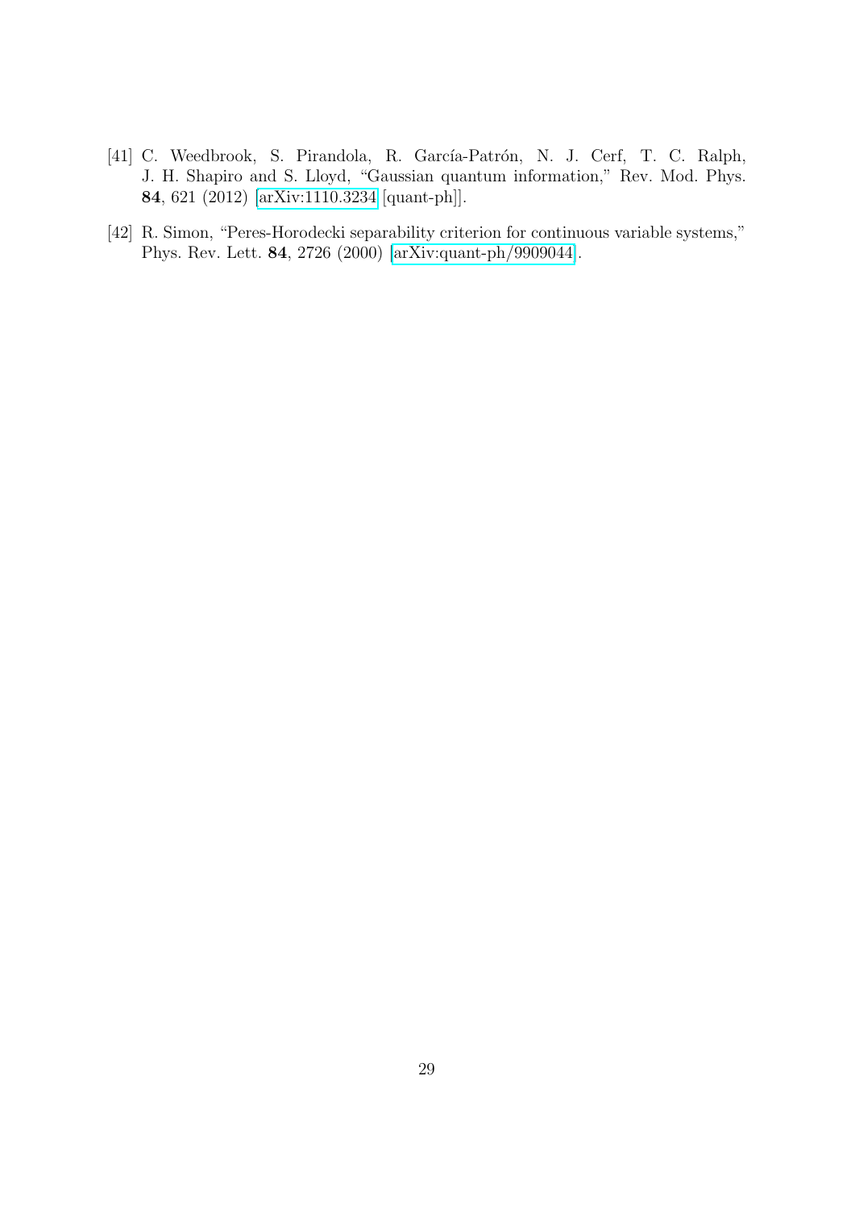[41] C. Weedbrook, S. Pirandola, R. García-Patrón, N. J. Cerf, T. C. Ralph, J. H. Shapiro and S. Lloyd, "Gaussian quantum information," Rev. Mod. Phys. **84**, 621 (2012) [arXiv:1110.3234 [quant-ph]].

[42] R. Simon, "Peres-Horodecki separability criterion for continuous variable systems," Phys. Rev. Lett. **84**, 2726 (2000) [arXiv:quant-ph/9909044].